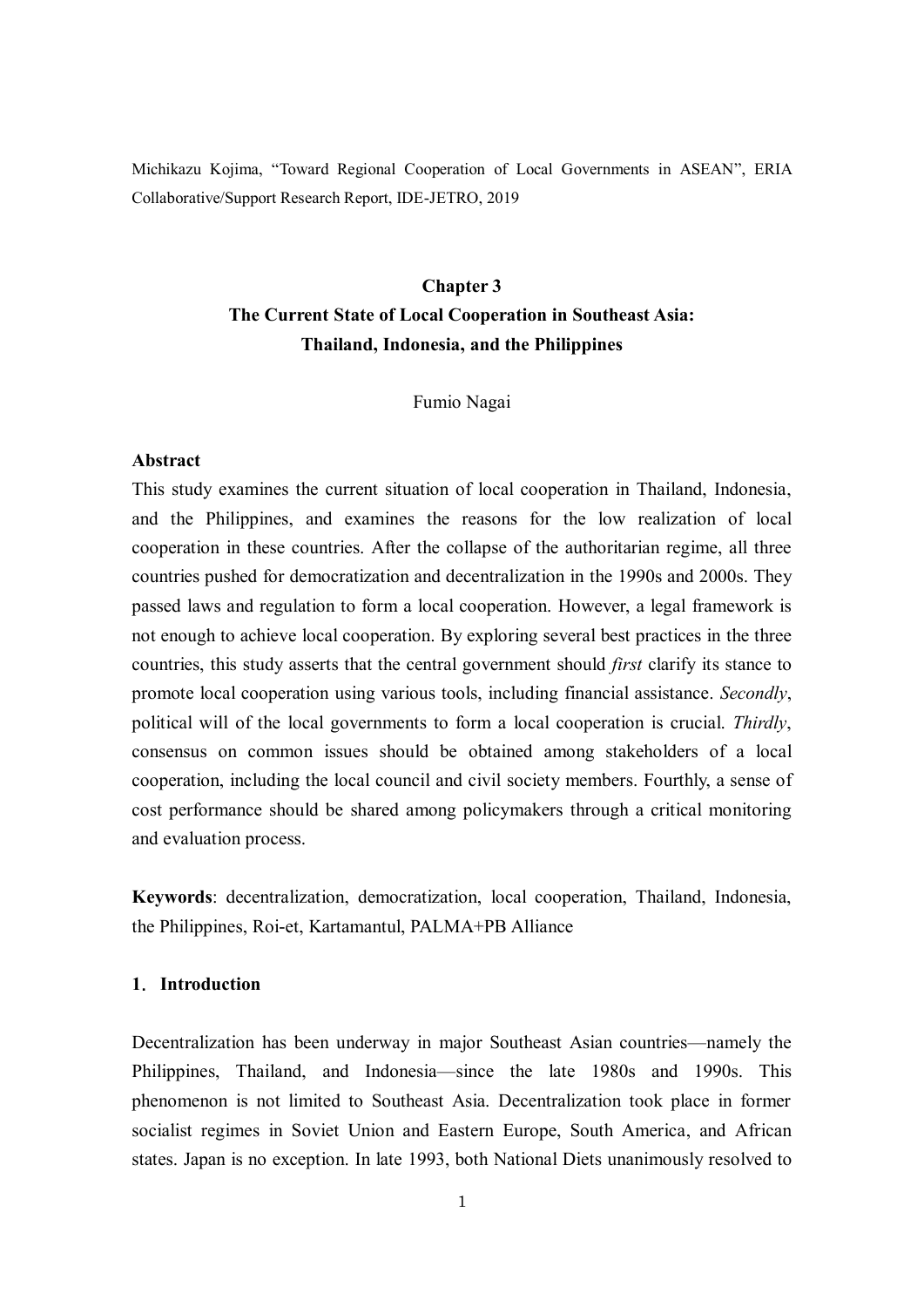Michikazu Kojima, “Toward Regional Cooperation of Local Governments in ASEAN”, ERIA Collaborative/Support Research Report, IDE-JETRO, 2019

# Chapter 3
# The Current State of Local Cooperation in Southeast Asia: Thailand, Indonesia, and the Philippines

Fumio Nagai

**Abstract**

This study examines the current situation of local cooperation in Thailand, Indonesia, and the Philippines, and examines the reasons for the low realization of local cooperation in these countries. After the collapse of the authoritarian regime, all three countries pushed for democratization and decentralization in the 1990s and 2000s. They passed laws and regulation to form a local cooperation. However, a legal framework is not enough to achieve local cooperation. By exploring several best practices in the three countries, this study asserts that the central government should *first* clarify its stance to promote local cooperation using various tools, including financial assistance. *Secondly*, political will of the local governments to form a local cooperation is crucial. *Thirdly*, consensus on common issues should be obtained among stakeholders of a local cooperation, including the local council and civil society members. Fourthly, a sense of cost performance should be shared among policymakers through a critical monitoring and evaluation process.

**Keywords**: decentralization, democratization, local cooperation, Thailand, Indonesia, the Philippines, Roi-et, Kartamantul, PALMA+PB Alliance

## 1. Introduction

Decentralization has been underway in major Southeast Asian countries—namely the Philippines, Thailand, and Indonesia—since the late 1980s and 1990s. This phenomenon is not limited to Southeast Asia. Decentralization took place in former socialist regimes in Soviet Union and Eastern Europe, South America, and African states. Japan is no exception. In late 1993, both National Diets unanimously resolved to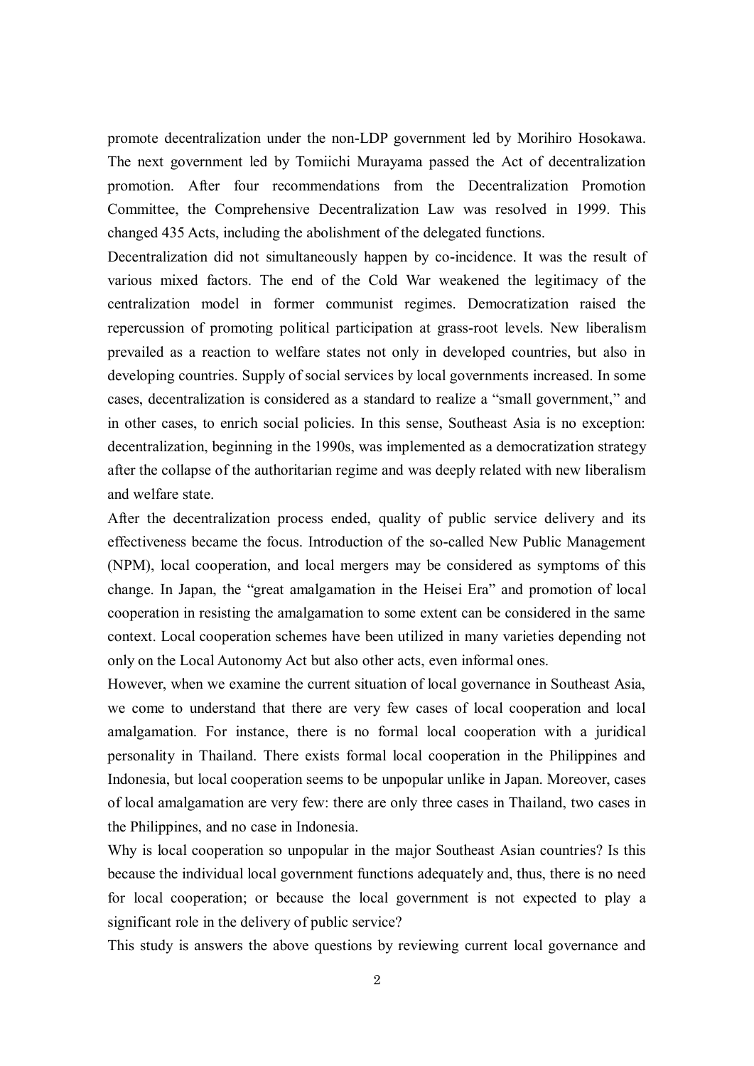promote decentralization under the non-LDP government led by Morihiro Hosokawa. The next government led by Tomiichi Murayama passed the Act of decentralization promotion. After four recommendations from the Decentralization Promotion Committee, the Comprehensive Decentralization Law was resolved in 1999. This changed 435 Acts, including the abolishment of the delegated functions.

Decentralization did not simultaneously happen by co-incidence. It was the result of various mixed factors. The end of the Cold War weakened the legitimacy of the centralization model in former communist regimes. Democratization raised the repercussion of promoting political participation at grass-root levels. New liberalism prevailed as a reaction to welfare states not only in developed countries, but also in developing countries. Supply of social services by local governments increased. In some cases, decentralization is considered as a standard to realize a "small government," and in other cases, to enrich social policies. In this sense, Southeast Asia is no exception: decentralization, beginning in the 1990s, was implemented as a democratization strategy after the collapse of the authoritarian regime and was deeply related with new liberalism and welfare state.

After the decentralization process ended, quality of public service delivery and its effectiveness became the focus. Introduction of the so-called New Public Management (NPM), local cooperation, and local mergers may be considered as symptoms of this change. In Japan, the "great amalgamation in the Heisei Era" and promotion of local cooperation in resisting the amalgamation to some extent can be considered in the same context. Local cooperation schemes have been utilized in many varieties depending not only on the Local Autonomy Act but also other acts, even informal ones.

However, when we examine the current situation of local governance in Southeast Asia, we come to understand that there are very few cases of local cooperation and local amalgamation. For instance, there is no formal local cooperation with a juridical personality in Thailand. There exists formal local cooperation in the Philippines and Indonesia, but local cooperation seems to be unpopular unlike in Japan. Moreover, cases of local amalgamation are very few: there are only three cases in Thailand, two cases in the Philippines, and no case in Indonesia.

Why is local cooperation so unpopular in the major Southeast Asian countries? Is this because the individual local government functions adequately and, thus, there is no need for local cooperation; or because the local government is not expected to play a significant role in the delivery of public service?

This study is answers the above questions by reviewing current local governance and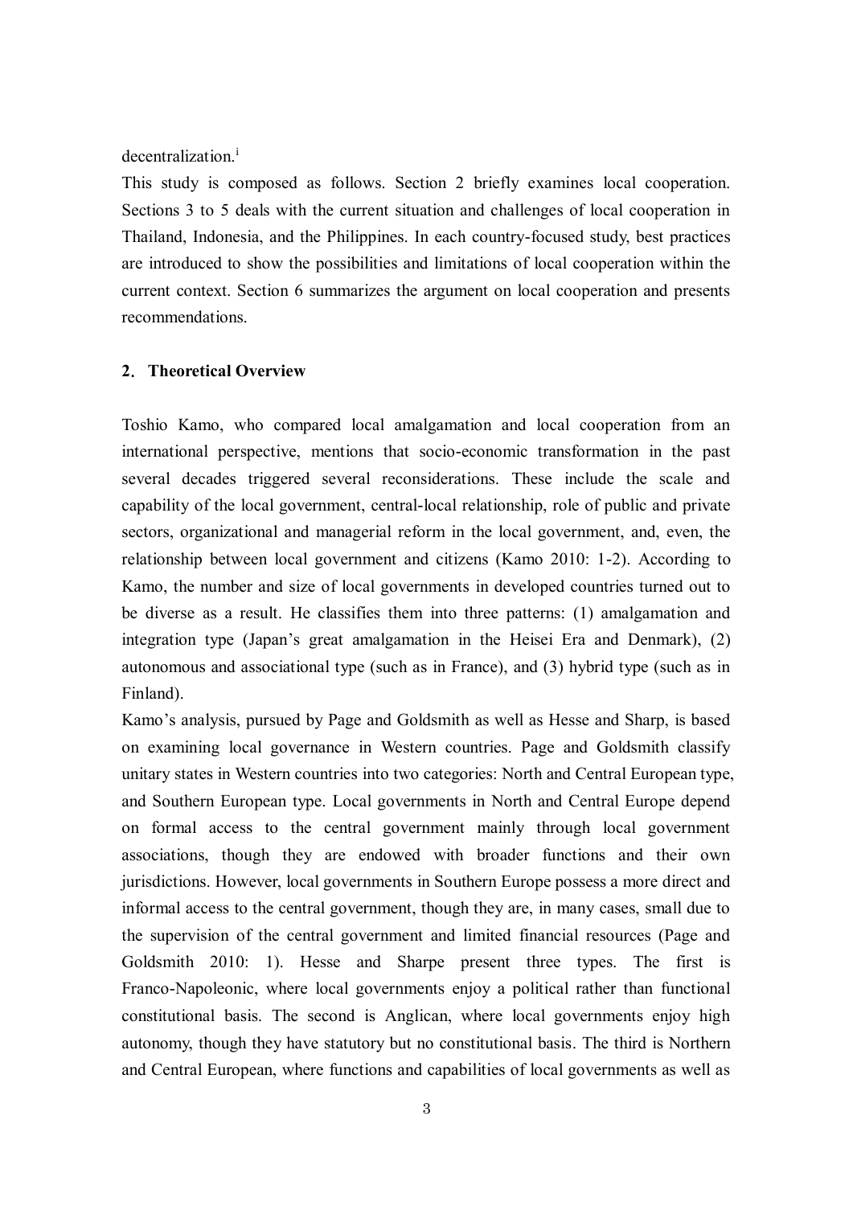decentralization.[i]

This study is composed as follows. Section 2 briefly examines local cooperation. Sections 3 to 5 deals with the current situation and challenges of local cooperation in Thailand, Indonesia, and the Philippines. In each country-focused study, best practices are introduced to show the possibilities and limitations of local cooperation within the current context. Section 6 summarizes the argument on local cooperation and presents recommendations.

## 2. Theoretical Overview

Toshio Kamo, who compared local amalgamation and local cooperation from an international perspective, mentions that socio-economic transformation in the past several decades triggered several reconsiderations. These include the scale and capability of the local government, central-local relationship, role of public and private sectors, organizational and managerial reform in the local government, and, even, the relationship between local government and citizens (Kamo 2010: 1-2). According to Kamo, the number and size of local governments in developed countries turned out to be diverse as a result. He classifies them into three patterns: (1) amalgamation and integration type (Japan's great amalgamation in the Heisei Era and Denmark), (2) autonomous and associational type (such as in France), and (3) hybrid type (such as in Finland).

Kamo's analysis, pursued by Page and Goldsmith as well as Hesse and Sharp, is based on examining local governance in Western countries. Page and Goldsmith classify unitary states in Western countries into two categories: North and Central European type, and Southern European type. Local governments in North and Central Europe depend on formal access to the central government mainly through local government associations, though they are endowed with broader functions and their own jurisdictions. However, local governments in Southern Europe possess a more direct and informal access to the central government, though they are, in many cases, small due to the supervision of the central government and limited financial resources (Page and Goldsmith 2010: 1). Hesse and Sharpe present three types. The first is Franco-Napoleonic, where local governments enjoy a political rather than functional constitutional basis. The second is Anglican, where local governments enjoy high autonomy, though they have statutory but no constitutional basis. The third is Northern and Central European, where functions and capabilities of local governments as well as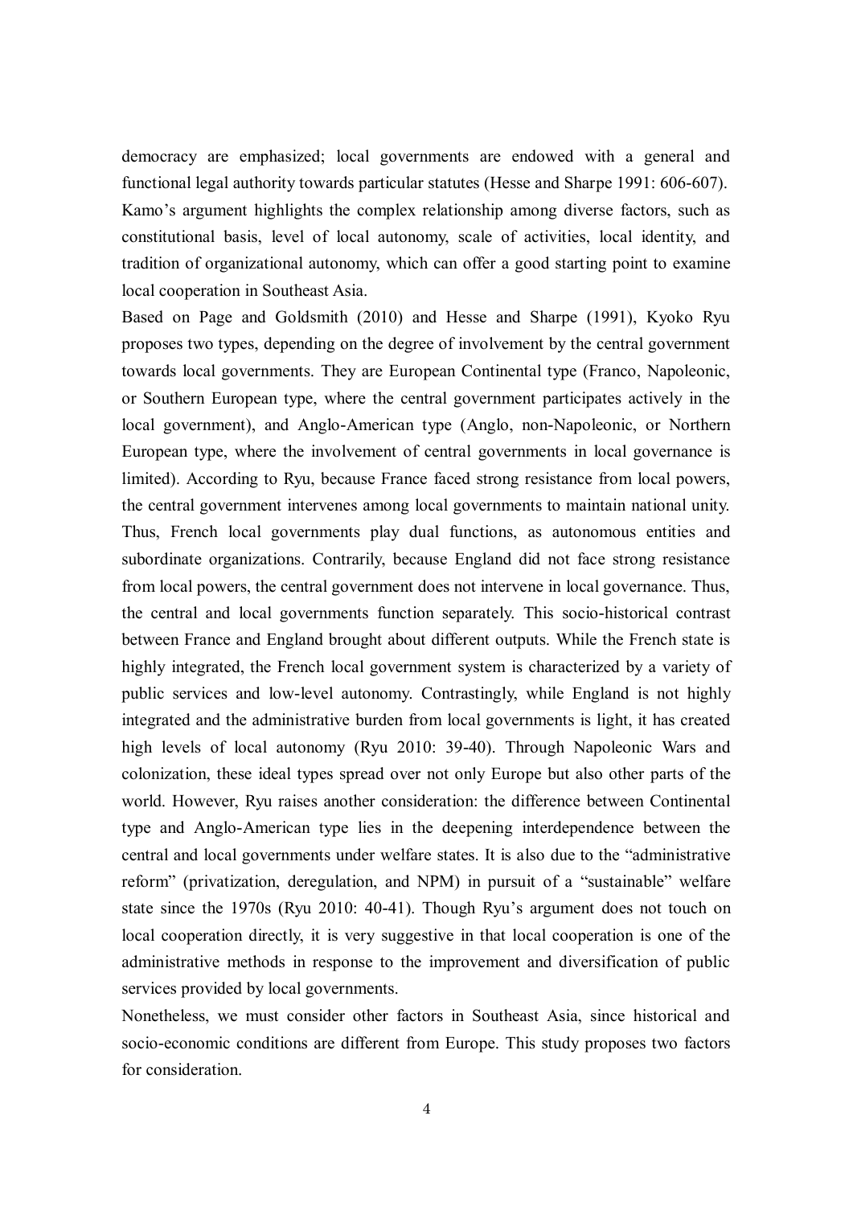democracy are emphasized; local governments are endowed with a general and functional legal authority towards particular statutes (Hesse and Sharpe 1991: 606-607). Kamo's argument highlights the complex relationship among diverse factors, such as constitutional basis, level of local autonomy, scale of activities, local identity, and tradition of organizational autonomy, which can offer a good starting point to examine local cooperation in Southeast Asia.

Based on Page and Goldsmith (2010) and Hesse and Sharpe (1991), Kyoko Ryu proposes two types, depending on the degree of involvement by the central government towards local governments. They are European Continental type (Franco, Napoleonic, or Southern European type, where the central government participates actively in the local government), and Anglo-American type (Anglo, non-Napoleonic, or Northern European type, where the involvement of central governments in local governance is limited). According to Ryu, because France faced strong resistance from local powers, the central government intervenes among local governments to maintain national unity. Thus, French local governments play dual functions, as autonomous entities and subordinate organizations. Contrarily, because England did not face strong resistance from local powers, the central government does not intervene in local governance. Thus, the central and local governments function separately. This socio-historical contrast between France and England brought about different outputs. While the French state is highly integrated, the French local government system is characterized by a variety of public services and low-level autonomy. Contrastingly, while England is not highly integrated and the administrative burden from local governments is light, it has created high levels of local autonomy (Ryu 2010: 39-40). Through Napoleonic Wars and colonization, these ideal types spread over not only Europe but also other parts of the world. However, Ryu raises another consideration: the difference between Continental type and Anglo-American type lies in the deepening interdependence between the central and local governments under welfare states. It is also due to the "administrative reform" (privatization, deregulation, and NPM) in pursuit of a "sustainable" welfare state since the 1970s (Ryu 2010: 40-41). Though Ryu's argument does not touch on local cooperation directly, it is very suggestive in that local cooperation is one of the administrative methods in response to the improvement and diversification of public services provided by local governments.

Nonetheless, we must consider other factors in Southeast Asia, since historical and socio-economic conditions are different from Europe. This study proposes two factors for consideration.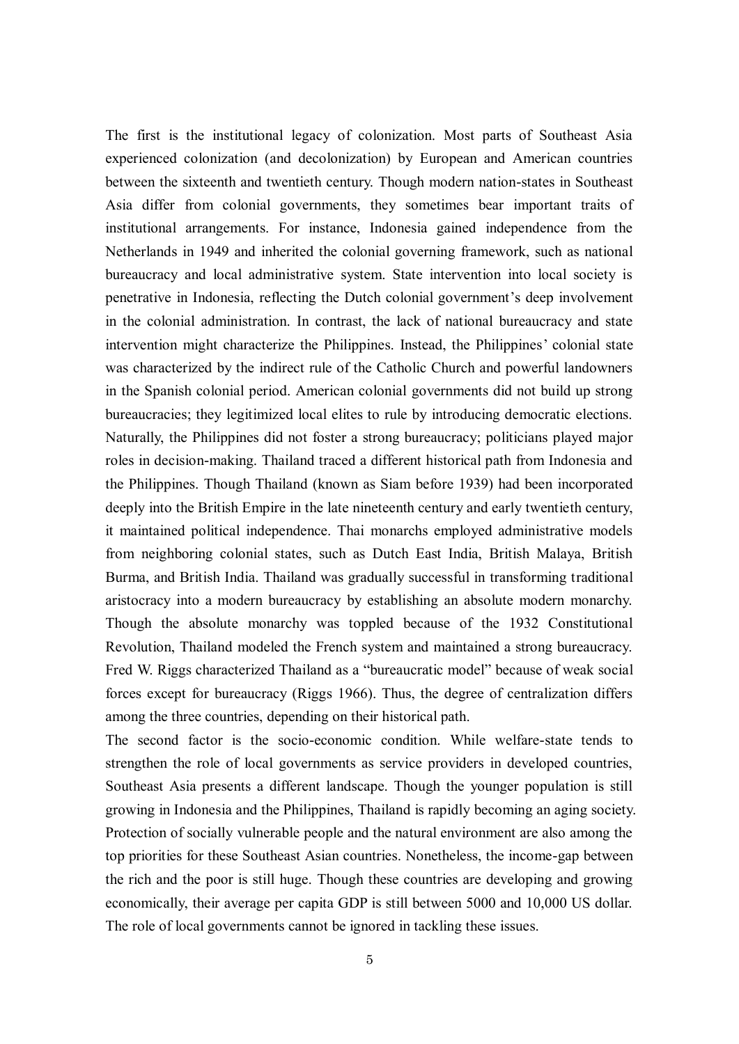The first is the institutional legacy of colonization. Most parts of Southeast Asia experienced colonization (and decolonization) by European and American countries between the sixteenth and twentieth century. Though modern nation-states in Southeast Asia differ from colonial governments, they sometimes bear important traits of institutional arrangements. For instance, Indonesia gained independence from the Netherlands in 1949 and inherited the colonial governing framework, such as national bureaucracy and local administrative system. State intervention into local society is penetrative in Indonesia, reflecting the Dutch colonial government's deep involvement in the colonial administration. In contrast, the lack of national bureaucracy and state intervention might characterize the Philippines. Instead, the Philippines' colonial state was characterized by the indirect rule of the Catholic Church and powerful landowners in the Spanish colonial period. American colonial governments did not build up strong bureaucracies; they legitimized local elites to rule by introducing democratic elections. Naturally, the Philippines did not foster a strong bureaucracy; politicians played major roles in decision-making. Thailand traced a different historical path from Indonesia and the Philippines. Though Thailand (known as Siam before 1939) had been incorporated deeply into the British Empire in the late nineteenth century and early twentieth century, it maintained political independence. Thai monarchs employed administrative models from neighboring colonial states, such as Dutch East India, British Malaya, British Burma, and British India. Thailand was gradually successful in transforming traditional aristocracy into a modern bureaucracy by establishing an absolute modern monarchy. Though the absolute monarchy was toppled because of the 1932 Constitutional Revolution, Thailand modeled the French system and maintained a strong bureaucracy. Fred W. Riggs characterized Thailand as a "bureaucratic model" because of weak social forces except for bureaucracy (Riggs 1966). Thus, the degree of centralization differs among the three countries, depending on their historical path.

The second factor is the socio-economic condition. While welfare-state tends to strengthen the role of local governments as service providers in developed countries, Southeast Asia presents a different landscape. Though the younger population is still growing in Indonesia and the Philippines, Thailand is rapidly becoming an aging society. Protection of socially vulnerable people and the natural environment are also among the top priorities for these Southeast Asian countries. Nonetheless, the income-gap between the rich and the poor is still huge. Though these countries are developing and growing economically, their average per capita GDP is still between 5000 and 10,000 US dollar. The role of local governments cannot be ignored in tackling these issues.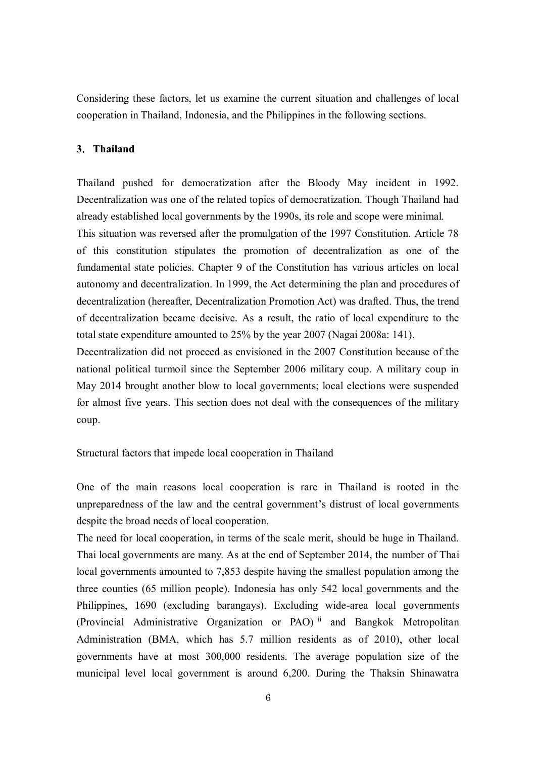Considering these factors, let us examine the current situation and challenges of local cooperation in Thailand, Indonesia, and the Philippines in the following sections.

## 3. Thailand

Thailand pushed for democratization after the Bloody May incident in 1992. Decentralization was one of the related topics of democratization. Though Thailand had already established local governments by the 1990s, its role and scope were minimal.

This situation was reversed after the promulgation of the 1997 Constitution. Article 78 of this constitution stipulates the promotion of decentralization as one of the fundamental state policies. Chapter 9 of the Constitution has various articles on local autonomy and decentralization. In 1999, the Act determining the plan and procedures of decentralization (hereafter, Decentralization Promotion Act) was drafted. Thus, the trend of decentralization became decisive. As a result, the ratio of local expenditure to the total state expenditure amounted to 25% by the year 2007 (Nagai 2008a: 141).

Decentralization did not proceed as envisioned in the 2007 Constitution because of the national political turmoil since the September 2006 military coup. A military coup in May 2014 brought another blow to local governments; local elections were suspended for almost five years. This section does not deal with the consequences of the military coup.

### Structural factors that impede local cooperation in Thailand

One of the main reasons local cooperation is rare in Thailand is rooted in the unpreparedness of the law and the central government's distrust of local governments despite the broad needs of local cooperation.

The need for local cooperation, in terms of the scale merit, should be huge in Thailand. Thai local governments are many. As at the end of September 2014, the number of Thai local governments amounted to 7,853 despite having the smallest population among the three counties (65 million people). Indonesia has only 542 local governments and the Philippines, 1690 (excluding barangays). Excluding wide-area local governments (Provincial Administrative Organization or PAO) [ii] and Bangkok Metropolitan Administration (BMA, which has 5.7 million residents as of 2010), other local governments have at most 300,000 residents. The average population size of the municipal level local government is around 6,200. During the Thaksin Shinawatra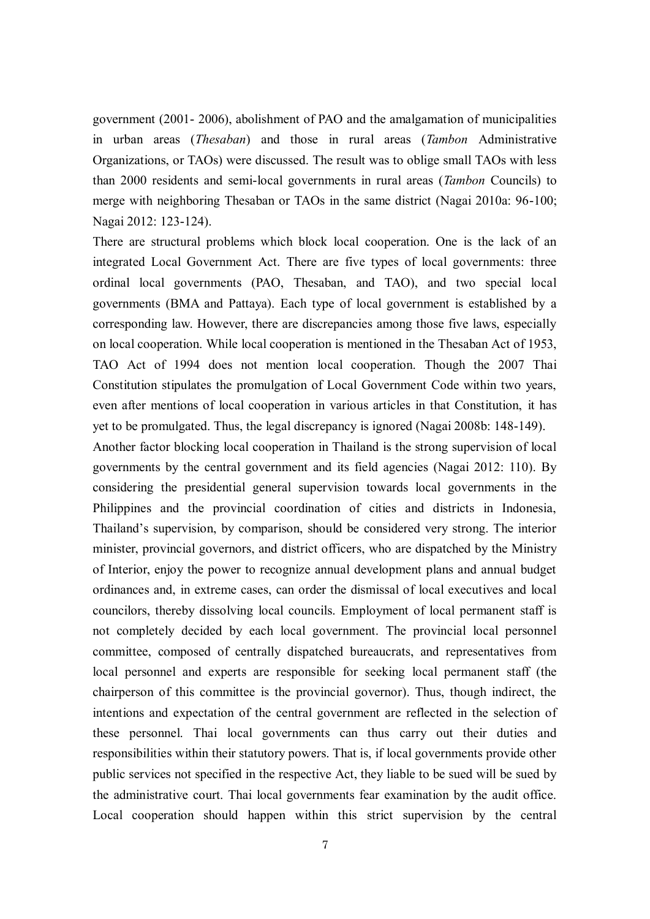government (2001- 2006), abolishment of PAO and the amalgamation of municipalities in urban areas (*Thesaban*) and those in rural areas (*Tambon* Administrative Organizations, or TAOs) were discussed. The result was to oblige small TAOs with less than 2000 residents and semi-local governments in rural areas (*Tambon* Councils) to merge with neighboring Thesaban or TAOs in the same district (Nagai 2010a: 96-100; Nagai 2012: 123-124).

There are structural problems which block local cooperation. One is the lack of an integrated Local Government Act. There are five types of local governments: three ordinal local governments (PAO, Thesaban, and TAO), and two special local governments (BMA and Pattaya). Each type of local government is established by a corresponding law. However, there are discrepancies among those five laws, especially on local cooperation. While local cooperation is mentioned in the Thesaban Act of 1953, TAO Act of 1994 does not mention local cooperation. Though the 2007 Thai Constitution stipulates the promulgation of Local Government Code within two years, even after mentions of local cooperation in various articles in that Constitution, it has yet to be promulgated. Thus, the legal discrepancy is ignored (Nagai 2008b: 148-149).

Another factor blocking local cooperation in Thailand is the strong supervision of local governments by the central government and its field agencies (Nagai 2012: 110). By considering the presidential general supervision towards local governments in the Philippines and the provincial coordination of cities and districts in Indonesia, Thailand's supervision, by comparison, should be considered very strong. The interior minister, provincial governors, and district officers, who are dispatched by the Ministry of Interior, enjoy the power to recognize annual development plans and annual budget ordinances and, in extreme cases, can order the dismissal of local executives and local councilors, thereby dissolving local councils. Employment of local permanent staff is not completely decided by each local government. The provincial local personnel committee, composed of centrally dispatched bureaucrats, and representatives from local personnel and experts are responsible for seeking local permanent staff (the chairperson of this committee is the provincial governor). Thus, though indirect, the intentions and expectation of the central government are reflected in the selection of these personnel. Thai local governments can thus carry out their duties and responsibilities within their statutory powers. That is, if local governments provide other public services not specified in the respective Act, they liable to be sued will be sued by the administrative court. Thai local governments fear examination by the audit office. Local cooperation should happen within this strict supervision by the central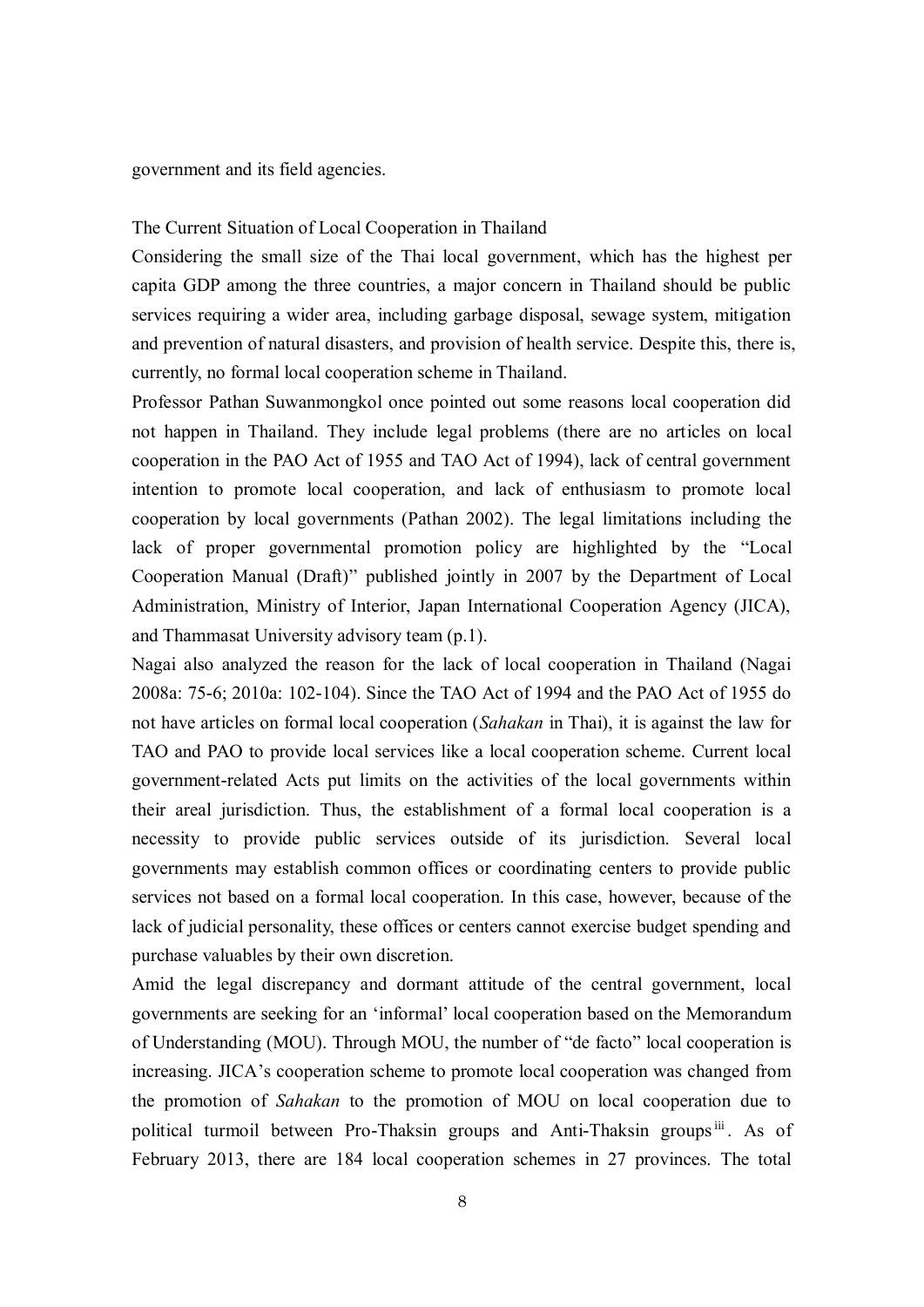government and its field agencies.

## The Current Situation of Local Cooperation in Thailand

Considering the small size of the Thai local government, which has the highest per capita GDP among the three countries, a major concern in Thailand should be public services requiring a wider area, including garbage disposal, sewage system, mitigation and prevention of natural disasters, and provision of health service. Despite this, there is, currently, no formal local cooperation scheme in Thailand.

Professor Pathan Suwanmongkol once pointed out some reasons local cooperation did not happen in Thailand. They include legal problems (there are no articles on local cooperation in the PAO Act of 1955 and TAO Act of 1994), lack of central government intention to promote local cooperation, and lack of enthusiasm to promote local cooperation by local governments (Pathan 2002). The legal limitations including the lack of proper governmental promotion policy are highlighted by the "Local Cooperation Manual (Draft)" published jointly in 2007 by the Department of Local Administration, Ministry of Interior, Japan International Cooperation Agency (JICA), and Thammasat University advisory team (p.1).

Nagai also analyzed the reason for the lack of local cooperation in Thailand (Nagai 2008a: 75-6; 2010a: 102-104). Since the TAO Act of 1994 and the PAO Act of 1955 do not have articles on formal local cooperation (*Sahakan* in Thai), it is against the law for TAO and PAO to provide local services like a local cooperation scheme. Current local government-related Acts put limits on the activities of the local governments within their areal jurisdiction. Thus, the establishment of a formal local cooperation is a necessity to provide public services outside of its jurisdiction. Several local governments may establish common offices or coordinating centers to provide public services not based on a formal local cooperation. In this case, however, because of the lack of judicial personality, these offices or centers cannot exercise budget spending and purchase valuables by their own discretion.

Amid the legal discrepancy and dormant attitude of the central government, local governments are seeking for an 'informal' local cooperation based on the Memorandum of Understanding (MOU). Through MOU, the number of "de facto" local cooperation is increasing. JICA's cooperation scheme to promote local cooperation was changed from the promotion of *Sahakan* to the promotion of MOU on local cooperation due to political turmoil between Pro-Thaksin groups and Anti-Thaksin groups[iii]. As of February 2013, there are 184 local cooperation schemes in 27 provinces. The total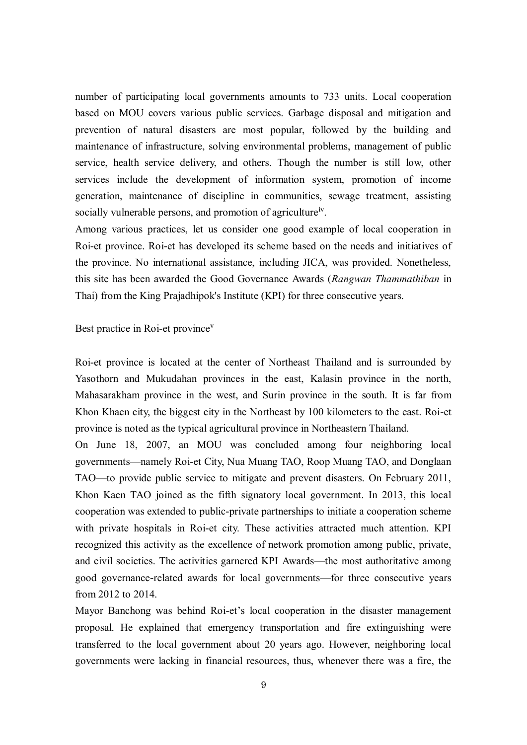number of participating local governments amounts to 733 units. Local cooperation based on MOU covers various public services. Garbage disposal and mitigation and prevention of natural disasters are most popular, followed by the building and maintenance of infrastructure, solving environmental problems, management of public service, health service delivery, and others. Though the number is still low, other services include the development of information system, promotion of income generation, maintenance of discipline in communities, sewage treatment, assisting socially vulnerable persons, and promotion of agriculture[iv].

Among various practices, let us consider one good example of local cooperation in Roi-et province. Roi-et has developed its scheme based on the needs and initiatives of the province. No international assistance, including JICA, was provided. Nonetheless, this site has been awarded the Good Governance Awards (*Rangwan Thammathiban* in Thai) from the King Prajadhipok's Institute (KPI) for three consecutive years.

Best practice in Roi-et province[v]

Roi-et province is located at the center of Northeast Thailand and is surrounded by Yasothorn and Mukudahan provinces in the east, Kalasin province in the north, Mahasarakham province in the west, and Surin province in the south. It is far from Khon Khaen city, the biggest city in the Northeast by 100 kilometers to the east. Roi-et province is noted as the typical agricultural province in Northeastern Thailand.

On June 18, 2007, an MOU was concluded among four neighboring local governments—namely Roi-et City, Nua Muang TAO, Roop Muang TAO, and Donglaan TAO—to provide public service to mitigate and prevent disasters. On February 2011, Khon Kaen TAO joined as the fifth signatory local government. In 2013, this local cooperation was extended to public-private partnerships to initiate a cooperation scheme with private hospitals in Roi-et city. These activities attracted much attention. KPI recognized this activity as the excellence of network promotion among public, private, and civil societies. The activities garnered KPI Awards—the most authoritative among good governance-related awards for local governments—for three consecutive years from 2012 to 2014.

Mayor Banchong was behind Roi-et's local cooperation in the disaster management proposal. He explained that emergency transportation and fire extinguishing were transferred to the local government about 20 years ago. However, neighboring local governments were lacking in financial resources, thus, whenever there was a fire, the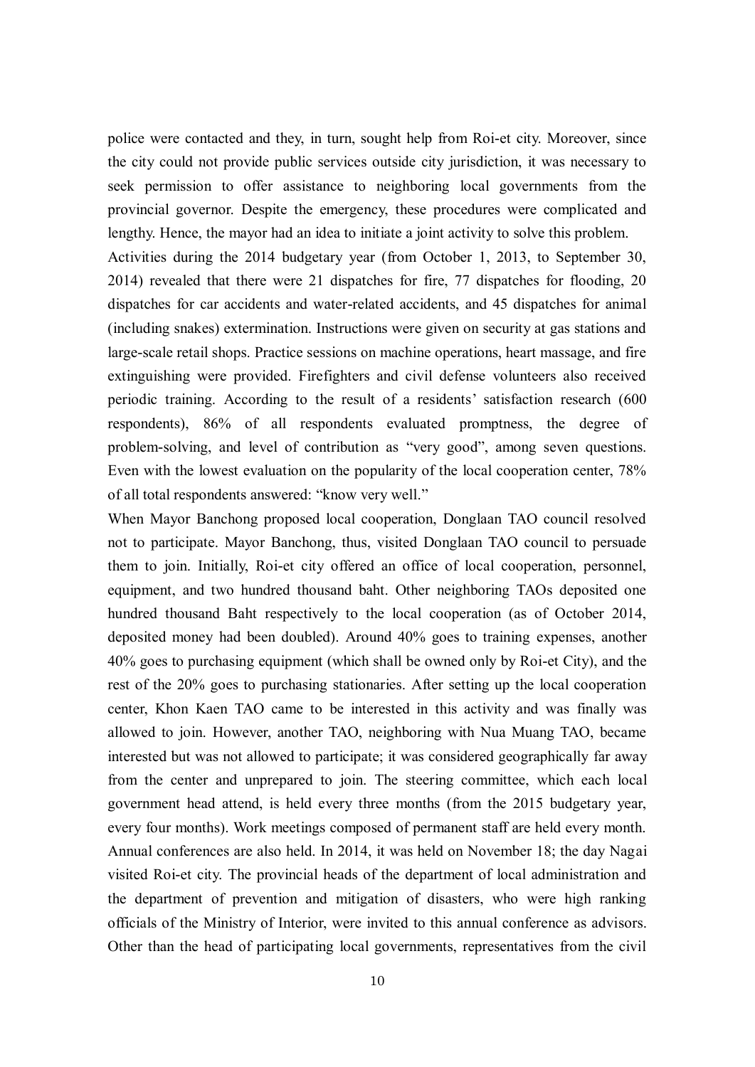police were contacted and they, in turn, sought help from Roi-et city. Moreover, since the city could not provide public services outside city jurisdiction, it was necessary to seek permission to offer assistance to neighboring local governments from the provincial governor. Despite the emergency, these procedures were complicated and lengthy. Hence, the mayor had an idea to initiate a joint activity to solve this problem.

Activities during the 2014 budgetary year (from October 1, 2013, to September 30, 2014) revealed that there were 21 dispatches for fire, 77 dispatches for flooding, 20 dispatches for car accidents and water-related accidents, and 45 dispatches for animal (including snakes) extermination. Instructions were given on security at gas stations and large-scale retail shops. Practice sessions on machine operations, heart massage, and fire extinguishing were provided. Firefighters and civil defense volunteers also received periodic training. According to the result of a residents' satisfaction research (600 respondents), 86% of all respondents evaluated promptness, the degree of problem-solving, and level of contribution as "very good", among seven questions. Even with the lowest evaluation on the popularity of the local cooperation center, 78% of all total respondents answered: "know very well."

When Mayor Banchong proposed local cooperation, Donglaan TAO council resolved not to participate. Mayor Banchong, thus, visited Donglaan TAO council to persuade them to join. Initially, Roi-et city offered an office of local cooperation, personnel, equipment, and two hundred thousand baht. Other neighboring TAOs deposited one hundred thousand Baht respectively to the local cooperation (as of October 2014, deposited money had been doubled). Around 40% goes to training expenses, another 40% goes to purchasing equipment (which shall be owned only by Roi-et City), and the rest of the 20% goes to purchasing stationaries. After setting up the local cooperation center, Khon Kaen TAO came to be interested in this activity and was finally was allowed to join. However, another TAO, neighboring with Nua Muang TAO, became interested but was not allowed to participate; it was considered geographically far away from the center and unprepared to join. The steering committee, which each local government head attend, is held every three months (from the 2015 budgetary year, every four months). Work meetings composed of permanent staff are held every month. Annual conferences are also held. In 2014, it was held on November 18; the day Nagai visited Roi-et city. The provincial heads of the department of local administration and the department of prevention and mitigation of disasters, who were high ranking officials of the Ministry of Interior, were invited to this annual conference as advisors. Other than the head of participating local governments, representatives from the civil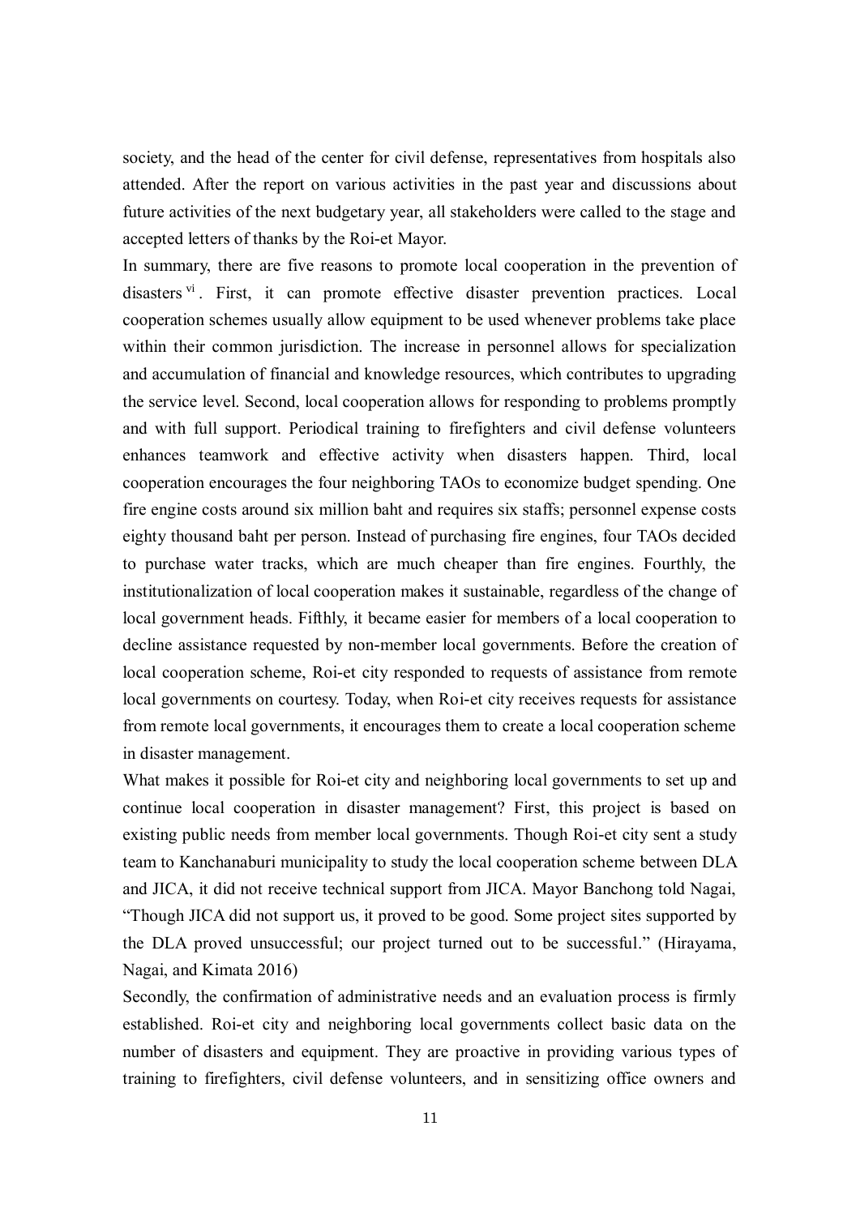society, and the head of the center for civil defense, representatives from hospitals also attended. After the report on various activities in the past year and discussions about future activities of the next budgetary year, all stakeholders were called to the stage and accepted letters of thanks by the Roi-et Mayor.

In summary, there are five reasons to promote local cooperation in the prevention of disasters [vi]. First, it can promote effective disaster prevention practices. Local cooperation schemes usually allow equipment to be used whenever problems take place within their common jurisdiction. The increase in personnel allows for specialization and accumulation of financial and knowledge resources, which contributes to upgrading the service level. Second, local cooperation allows for responding to problems promptly and with full support. Periodical training to firefighters and civil defense volunteers enhances teamwork and effective activity when disasters happen. Third, local cooperation encourages the four neighboring TAOs to economize budget spending. One fire engine costs around six million baht and requires six staffs; personnel expense costs eighty thousand baht per person. Instead of purchasing fire engines, four TAOs decided to purchase water tracks, which are much cheaper than fire engines. Fourthly, the institutionalization of local cooperation makes it sustainable, regardless of the change of local government heads. Fifthly, it became easier for members of a local cooperation to decline assistance requested by non-member local governments. Before the creation of local cooperation scheme, Roi-et city responded to requests of assistance from remote local governments on courtesy. Today, when Roi-et city receives requests for assistance from remote local governments, it encourages them to create a local cooperation scheme in disaster management.

What makes it possible for Roi-et city and neighboring local governments to set up and continue local cooperation in disaster management? First, this project is based on existing public needs from member local governments. Though Roi-et city sent a study team to Kanchanaburi municipality to study the local cooperation scheme between DLA and JICA, it did not receive technical support from JICA. Mayor Banchong told Nagai, "Though JICA did not support us, it proved to be good. Some project sites supported by the DLA proved unsuccessful; our project turned out to be successful." (Hirayama, Nagai, and Kimata 2016)

Secondly, the confirmation of administrative needs and an evaluation process is firmly established. Roi-et city and neighboring local governments collect basic data on the number of disasters and equipment. They are proactive in providing various types of training to firefighters, civil defense volunteers, and in sensitizing office owners and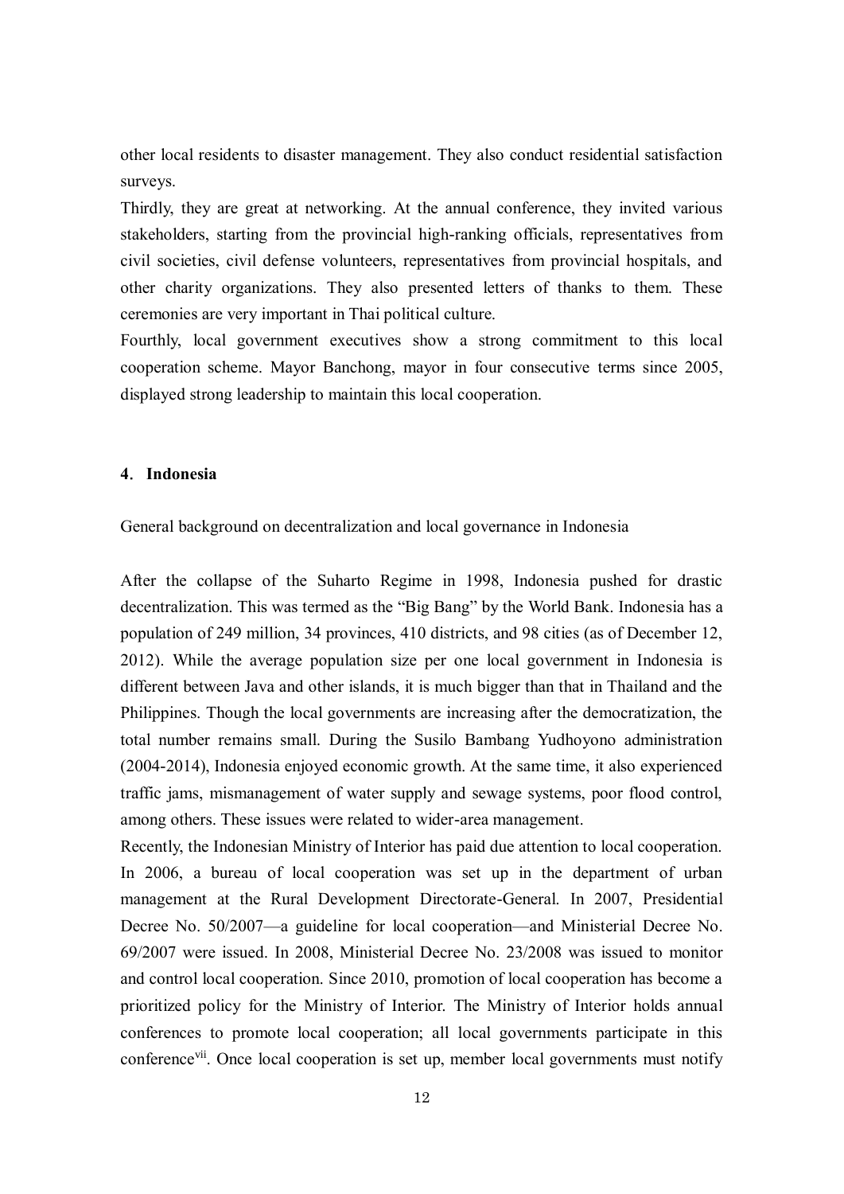other local residents to disaster management. They also conduct residential satisfaction surveys.

Thirdly, they are great at networking. At the annual conference, they invited various stakeholders, starting from the provincial high-ranking officials, representatives from civil societies, civil defense volunteers, representatives from provincial hospitals, and other charity organizations. They also presented letters of thanks to them. These ceremonies are very important in Thai political culture.

Fourthly, local government executives show a strong commitment to this local cooperation scheme. Mayor Banchong, mayor in four consecutive terms since 2005, displayed strong leadership to maintain this local cooperation.

## 4. Indonesia

General background on decentralization and local governance in Indonesia

After the collapse of the Suharto Regime in 1998, Indonesia pushed for drastic decentralization. This was termed as the "Big Bang" by the World Bank. Indonesia has a population of 249 million, 34 provinces, 410 districts, and 98 cities (as of December 12, 2012). While the average population size per one local government in Indonesia is different between Java and other islands, it is much bigger than that in Thailand and the Philippines. Though the local governments are increasing after the democratization, the total number remains small. During the Susilo Bambang Yudhoyono administration (2004-2014), Indonesia enjoyed economic growth. At the same time, it also experienced traffic jams, mismanagement of water supply and sewage systems, poor flood control, among others. These issues were related to wider-area management.

Recently, the Indonesian Ministry of Interior has paid due attention to local cooperation. In 2006, a bureau of local cooperation was set up in the department of urban management at the Rural Development Directorate-General. In 2007, Presidential Decree No. 50/2007—a guideline for local cooperation—and Ministerial Decree No. 69/2007 were issued. In 2008, Ministerial Decree No. 23/2008 was issued to monitor and control local cooperation. Since 2010, promotion of local cooperation has become a prioritized policy for the Ministry of Interior. The Ministry of Interior holds annual conferences to promote local cooperation; all local governments participate in this conference[vii]. Once local cooperation is set up, member local governments must notify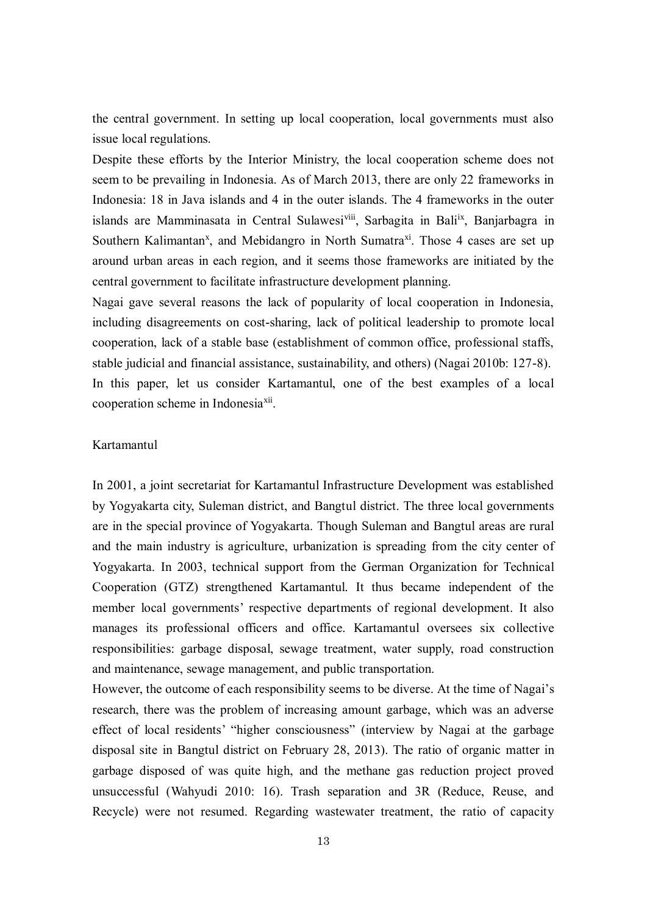the central government. In setting up local cooperation, local governments must also issue local regulations.

Despite these efforts by the Interior Ministry, the local cooperation scheme does not seem to be prevailing in Indonesia. As of March 2013, there are only 22 frameworks in Indonesia: 18 in Java islands and 4 in the outer islands. The 4 frameworks in the outer islands are Mamminasata in Central Sulawesi[viii], Sarbagita in Bali[ix], Banjarbagra in Southern Kalimantan[x], and Mebidangro in North Sumatra[xi]. Those 4 cases are set up around urban areas in each region, and it seems those frameworks are initiated by the central government to facilitate infrastructure development planning.

Nagai gave several reasons the lack of popularity of local cooperation in Indonesia, including disagreements on cost-sharing, lack of political leadership to promote local cooperation, lack of a stable base (establishment of common office, professional staffs, stable judicial and financial assistance, sustainability, and others) (Nagai 2010b: 127-8).

In this paper, let us consider Kartamantul, one of the best examples of a local cooperation scheme in Indonesia[xii].

## Kartamantul

In 2001, a joint secretariat for Kartamantul Infrastructure Development was established by Yogyakarta city, Suleman district, and Bangtul district. The three local governments are in the special province of Yogyakarta. Though Suleman and Bangtul areas are rural and the main industry is agriculture, urbanization is spreading from the city center of Yogyakarta. In 2003, technical support from the German Organization for Technical Cooperation (GTZ) strengthened Kartamantul. It thus became independent of the member local governments' respective departments of regional development. It also manages its professional officers and office. Kartamantul oversees six collective responsibilities: garbage disposal, sewage treatment, water supply, road construction and maintenance, sewage management, and public transportation.

However, the outcome of each responsibility seems to be diverse. At the time of Nagai's research, there was the problem of increasing amount garbage, which was an adverse effect of local residents' "higher consciousness" (interview by Nagai at the garbage disposal site in Bangtul district on February 28, 2013). The ratio of organic matter in garbage disposed of was quite high, and the methane gas reduction project proved unsuccessful (Wahyudi 2010: 16). Trash separation and 3R (Reduce, Reuse, and Recycle) were not resumed. Regarding wastewater treatment, the ratio of capacity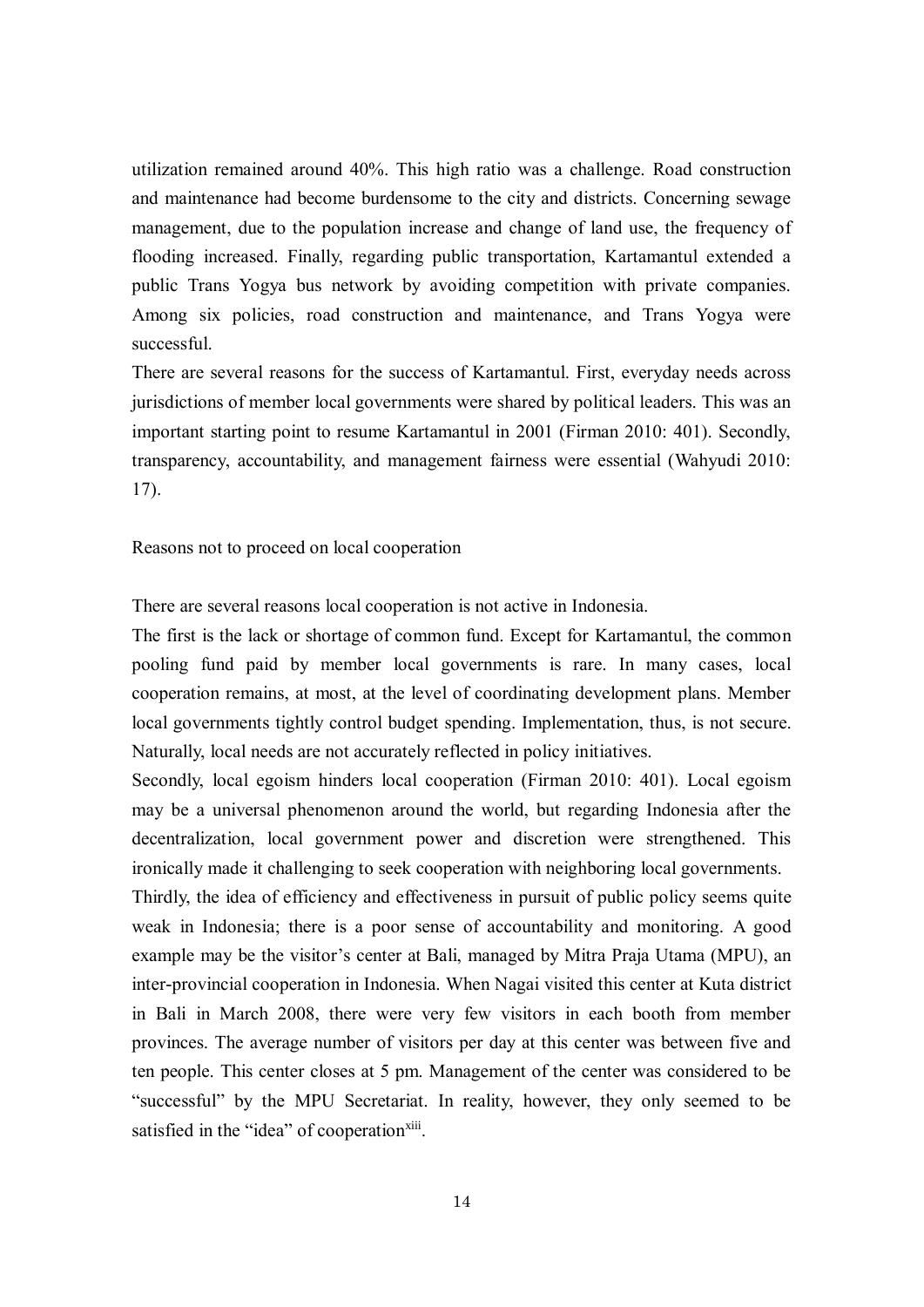utilization remained around 40%. This high ratio was a challenge. Road construction and maintenance had become burdensome to the city and districts. Concerning sewage management, due to the population increase and change of land use, the frequency of flooding increased. Finally, regarding public transportation, Kartamantul extended a public Trans Yogya bus network by avoiding competition with private companies. Among six policies, road construction and maintenance, and Trans Yogya were successful.

There are several reasons for the success of Kartamantul. First, everyday needs across jurisdictions of member local governments were shared by political leaders. This was an important starting point to resume Kartamantul in 2001 (Firman 2010: 401). Secondly, transparency, accountability, and management fairness were essential (Wahyudi 2010: 17).

Reasons not to proceed on local cooperation

There are several reasons local cooperation is not active in Indonesia.

The first is the lack or shortage of common fund. Except for Kartamantul, the common pooling fund paid by member local governments is rare. In many cases, local cooperation remains, at most, at the level of coordinating development plans. Member local governments tightly control budget spending. Implementation, thus, is not secure. Naturally, local needs are not accurately reflected in policy initiatives.

Secondly, local egoism hinders local cooperation (Firman 2010: 401). Local egoism may be a universal phenomenon around the world, but regarding Indonesia after the decentralization, local government power and discretion were strengthened. This ironically made it challenging to seek cooperation with neighboring local governments.

Thirdly, the idea of efficiency and effectiveness in pursuit of public policy seems quite weak in Indonesia; there is a poor sense of accountability and monitoring. A good example may be the visitor's center at Bali, managed by Mitra Praja Utama (MPU), an inter-provincial cooperation in Indonesia. When Nagai visited this center at Kuta district in Bali in March 2008, there were very few visitors in each booth from member provinces. The average number of visitors per day at this center was between five and ten people. This center closes at 5 pm. Management of the center was considered to be "successful" by the MPU Secretariat. In reality, however, they only seemed to be satisfied in the "idea" of cooperation[xiii].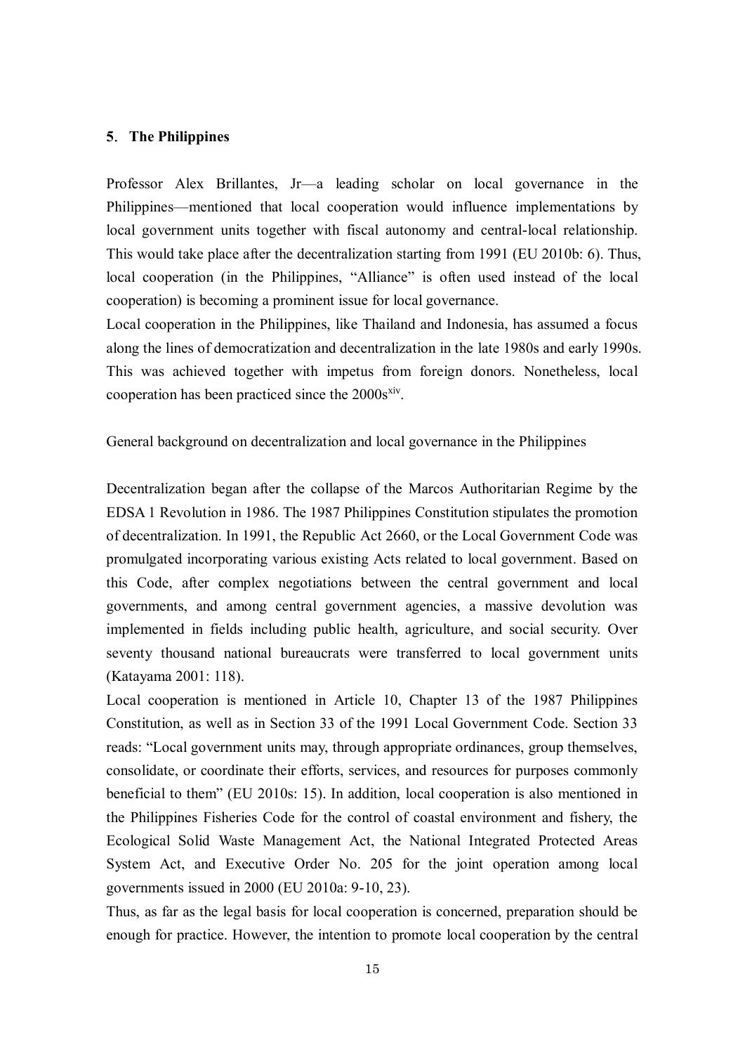## 5. The Philippines

Professor Alex Brillantes, Jr—a leading scholar on local governance in the Philippines—mentioned that local cooperation would influence implementations by local government units together with fiscal autonomy and central-local relationship. This would take place after the decentralization starting from 1991 (EU 2010b: 6). Thus, local cooperation (in the Philippines, "Alliance" is often used instead of the local cooperation) is becoming a prominent issue for local governance.

Local cooperation in the Philippines, like Thailand and Indonesia, has assumed a focus along the lines of democratization and decentralization in the late 1980s and early 1990s. This was achieved together with impetus from foreign donors. Nonetheless, local cooperation has been practiced since the 2000s[xiv].

General background on decentralization and local governance in the Philippines

Decentralization began after the collapse of the Marcos Authoritarian Regime by the EDSA 1 Revolution in 1986. The 1987 Philippines Constitution stipulates the promotion of decentralization. In 1991, the Republic Act 2660, or the Local Government Code was promulgated incorporating various existing Acts related to local government. Based on this Code, after complex negotiations between the central government and local governments, and among central government agencies, a massive devolution was implemented in fields including public health, agriculture, and social security. Over seventy thousand national bureaucrats were transferred to local government units (Katayama 2001: 118).

Local cooperation is mentioned in Article 10, Chapter 13 of the 1987 Philippines Constitution, as well as in Section 33 of the 1991 Local Government Code. Section 33 reads: "Local government units may, through appropriate ordinances, group themselves, consolidate, or coordinate their efforts, services, and resources for purposes commonly beneficial to them" (EU 2010s: 15). In addition, local cooperation is also mentioned in the Philippines Fisheries Code for the control of coastal environment and fishery, the Ecological Solid Waste Management Act, the National Integrated Protected Areas System Act, and Executive Order No. 205 for the joint operation among local governments issued in 2000 (EU 2010a: 9-10, 23).

Thus, as far as the legal basis for local cooperation is concerned, preparation should be enough for practice. However, the intention to promote local cooperation by the central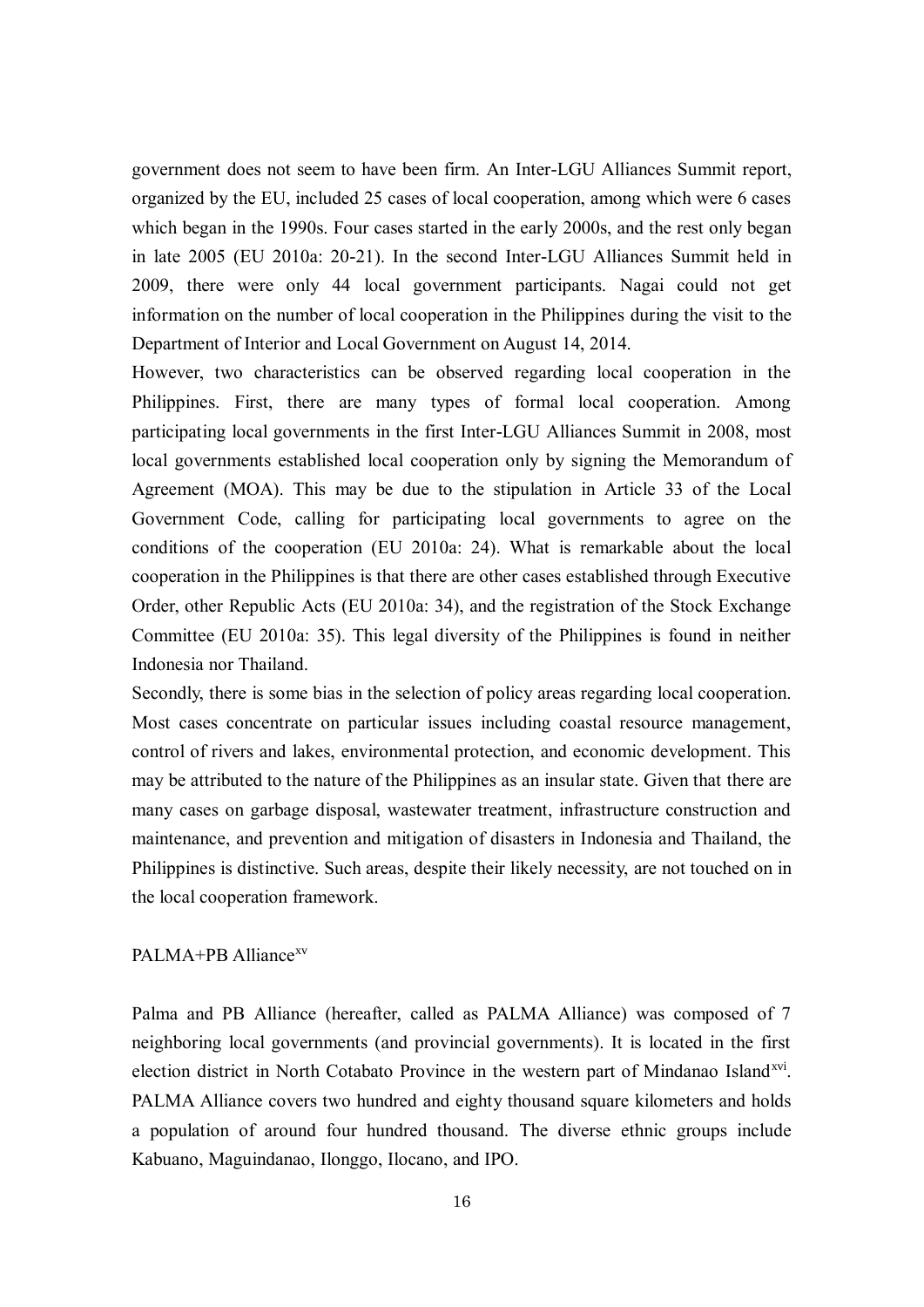government does not seem to have been firm. An Inter-LGU Alliances Summit report, organized by the EU, included 25 cases of local cooperation, among which were 6 cases which began in the 1990s. Four cases started in the early 2000s, and the rest only began in late 2005 (EU 2010a: 20-21). In the second Inter-LGU Alliances Summit held in 2009, there were only 44 local government participants. Nagai could not get information on the number of local cooperation in the Philippines during the visit to the Department of Interior and Local Government on August 14, 2014.

However, two characteristics can be observed regarding local cooperation in the Philippines. First, there are many types of formal local cooperation. Among participating local governments in the first Inter-LGU Alliances Summit in 2008, most local governments established local cooperation only by signing the Memorandum of Agreement (MOA). This may be due to the stipulation in Article 33 of the Local Government Code, calling for participating local governments to agree on the conditions of the cooperation (EU 2010a: 24). What is remarkable about the local cooperation in the Philippines is that there are other cases established through Executive Order, other Republic Acts (EU 2010a: 34), and the registration of the Stock Exchange Committee (EU 2010a: 35). This legal diversity of the Philippines is found in neither Indonesia nor Thailand.

Secondly, there is some bias in the selection of policy areas regarding local cooperation. Most cases concentrate on particular issues including coastal resource management, control of rivers and lakes, environmental protection, and economic development. This may be attributed to the nature of the Philippines as an insular state. Given that there are many cases on garbage disposal, wastewater treatment, infrastructure construction and maintenance, and prevention and mitigation of disasters in Indonesia and Thailand, the Philippines is distinctive. Such areas, despite their likely necessity, are not touched on in the local cooperation framework.

## PALMA+PB Alliance[xv]

Palma and PB Alliance (hereafter, called as PALMA Alliance) was composed of 7 neighboring local governments (and provincial governments). It is located in the first election district in North Cotabato Province in the western part of Mindanao Island[xvi]. PALMA Alliance covers two hundred and eighty thousand square kilometers and holds a population of around four hundred thousand. The diverse ethnic groups include Kabuano, Maguindanao, Ilonggo, Ilocano, and IPO.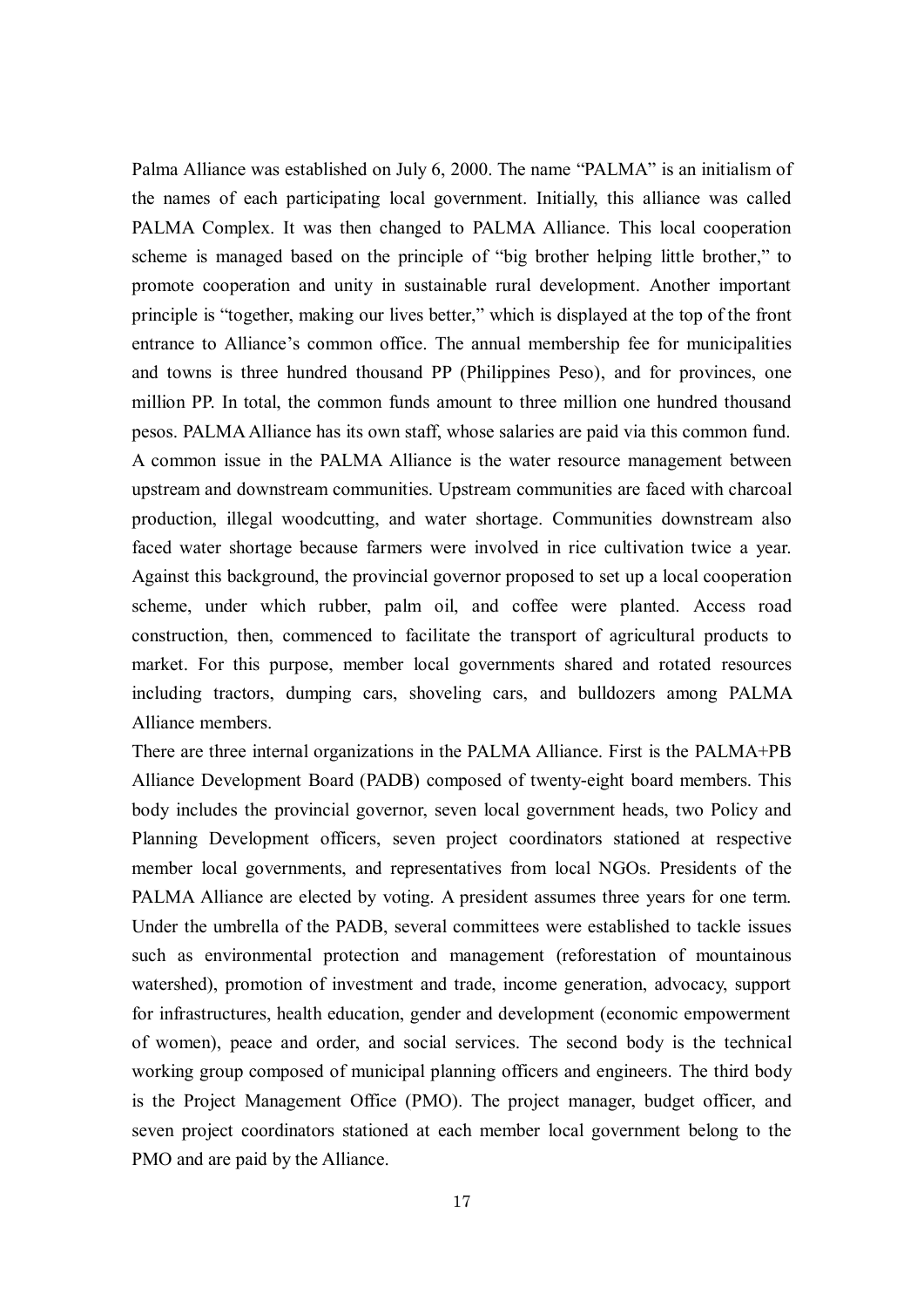Palma Alliance was established on July 6, 2000. The name "PALMA" is an initialism of the names of each participating local government. Initially, this alliance was called PALMA Complex. It was then changed to PALMA Alliance. This local cooperation scheme is managed based on the principle of "big brother helping little brother," to promote cooperation and unity in sustainable rural development. Another important principle is "together, making our lives better," which is displayed at the top of the front entrance to Alliance's common office. The annual membership fee for municipalities and towns is three hundred thousand PP (Philippines Peso), and for provinces, one million PP. In total, the common funds amount to three million one hundred thousand pesos. PALMA Alliance has its own staff, whose salaries are paid via this common fund. A common issue in the PALMA Alliance is the water resource management between upstream and downstream communities. Upstream communities are faced with charcoal production, illegal woodcutting, and water shortage. Communities downstream also faced water shortage because farmers were involved in rice cultivation twice a year. Against this background, the provincial governor proposed to set up a local cooperation scheme, under which rubber, palm oil, and coffee were planted. Access road construction, then, commenced to facilitate the transport of agricultural products to market. For this purpose, member local governments shared and rotated resources including tractors, dumping cars, shoveling cars, and bulldozers among PALMA Alliance members.

There are three internal organizations in the PALMA Alliance. First is the PALMA+PB Alliance Development Board (PADB) composed of twenty-eight board members. This body includes the provincial governor, seven local government heads, two Policy and Planning Development officers, seven project coordinators stationed at respective member local governments, and representatives from local NGOs. Presidents of the PALMA Alliance are elected by voting. A president assumes three years for one term. Under the umbrella of the PADB, several committees were established to tackle issues such as environmental protection and management (reforestation of mountainous watershed), promotion of investment and trade, income generation, advocacy, support for infrastructures, health education, gender and development (economic empowerment of women), peace and order, and social services. The second body is the technical working group composed of municipal planning officers and engineers. The third body is the Project Management Office (PMO). The project manager, budget officer, and seven project coordinators stationed at each member local government belong to the PMO and are paid by the Alliance.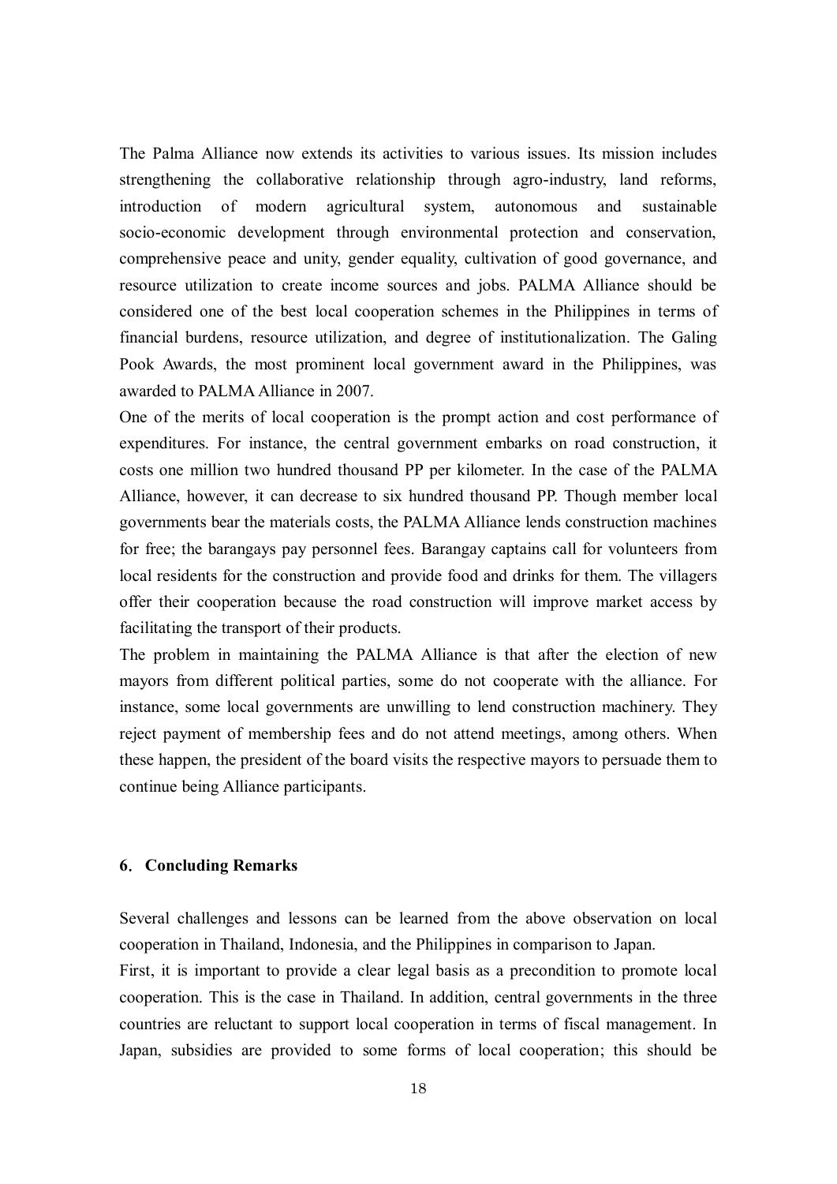The Palma Alliance now extends its activities to various issues. Its mission includes strengthening the collaborative relationship through agro-industry, land reforms, introduction of modern agricultural system, autonomous and sustainable socio-economic development through environmental protection and conservation, comprehensive peace and unity, gender equality, cultivation of good governance, and resource utilization to create income sources and jobs. PALMA Alliance should be considered one of the best local cooperation schemes in the Philippines in terms of financial burdens, resource utilization, and degree of institutionalization. The Galing Pook Awards, the most prominent local government award in the Philippines, was awarded to PALMA Alliance in 2007.

One of the merits of local cooperation is the prompt action and cost performance of expenditures. For instance, the central government embarks on road construction, it costs one million two hundred thousand PP per kilometer. In the case of the PALMA Alliance, however, it can decrease to six hundred thousand PP. Though member local governments bear the materials costs, the PALMA Alliance lends construction machines for free; the barangays pay personnel fees. Barangay captains call for volunteers from local residents for the construction and provide food and drinks for them. The villagers offer their cooperation because the road construction will improve market access by facilitating the transport of their products.

The problem in maintaining the PALMA Alliance is that after the election of new mayors from different political parties, some do not cooperate with the alliance. For instance, some local governments are unwilling to lend construction machinery. They reject payment of membership fees and do not attend meetings, among others. When these happen, the president of the board visits the respective mayors to persuade them to continue being Alliance participants.

## 6. Concluding Remarks

Several challenges and lessons can be learned from the above observation on local cooperation in Thailand, Indonesia, and the Philippines in comparison to Japan.

First, it is important to provide a clear legal basis as a precondition to promote local cooperation. This is the case in Thailand. In addition, central governments in the three countries are reluctant to support local cooperation in terms of fiscal management. In Japan, subsidies are provided to some forms of local cooperation; this should be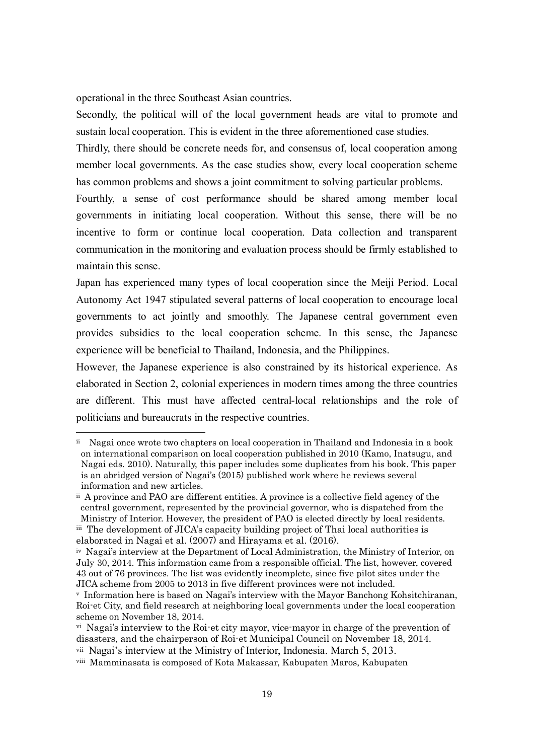operational in the three Southeast Asian countries.

Secondly, the political will of the local government heads are vital to promote and sustain local cooperation. This is evident in the three aforementioned case studies.

Thirdly, there should be concrete needs for, and consensus of, local cooperation among member local governments. As the case studies show, every local cooperation scheme has common problems and shows a joint commitment to solving particular problems.

Fourthly, a sense of cost performance should be shared among member local governments in initiating local cooperation. Without this sense, there will be no incentive to form or continue local cooperation. Data collection and transparent communication in the monitoring and evaluation process should be firmly established to maintain this sense.

Japan has experienced many types of local cooperation since the Meiji Period. Local Autonomy Act 1947 stipulated several patterns of local cooperation to encourage local governments to act jointly and smoothly. The Japanese central government even provides subsidies to the local cooperation scheme. In this sense, the Japanese experience will be beneficial to Thailand, Indonesia, and the Philippines.

However, the Japanese experience is also constrained by its historical experience. As elaborated in Section 2, colonial experiences in modern times among the three countries are different. This must have affected central-local relationships and the role of politicians and bureaucrats in the respective countries.

---

[ii] Nagai once wrote two chapters on local cooperation in Thailand and Indonesia in a book on international comparison on local cooperation published in 2010 (Kamo, Inatsugu, and Nagai eds. 2010). Naturally, this paper includes some duplicates from his book. This paper is an abridged version of Nagai's (2015) published work where he reviews several information and new articles.

[ii] A province and PAO are different entities. A province is a collective field agency of the central government, represented by the provincial governor, who is dispatched from the Ministry of Interior. However, the president of PAO is elected directly by local residents.

[iii] The development of JICA's capacity building project of Thai local authorities is elaborated in Nagai et al. (2007) and Hirayama et al. (2016).

[iv] Nagai's interview at the Department of Local Administration, the Ministry of Interior, on July 30, 2014. This information came from a responsible official. The list, however, covered 43 out of 76 provinces. The list was evidently incomplete, since five pilot sites under the JICA scheme from 2005 to 2013 in five different provinces were not included.

[v] Information here is based on Nagai's interview with the Mayor Banchong Kohsitchiranan, Roi-et City, and field research at neighboring local governments under the local cooperation scheme on November 18, 2014.

[vi] Nagai's interview to the Roi-et city mayor, vice-mayor in charge of the prevention of disasters, and the chairperson of Roi-et Municipal Council on November 18, 2014.

[vii] Nagai's interview at the Ministry of Interior, Indonesia. March 5, 2013.

[viii] Mamminasata is composed of Kota Makassar, Kabupaten Maros, Kabupaten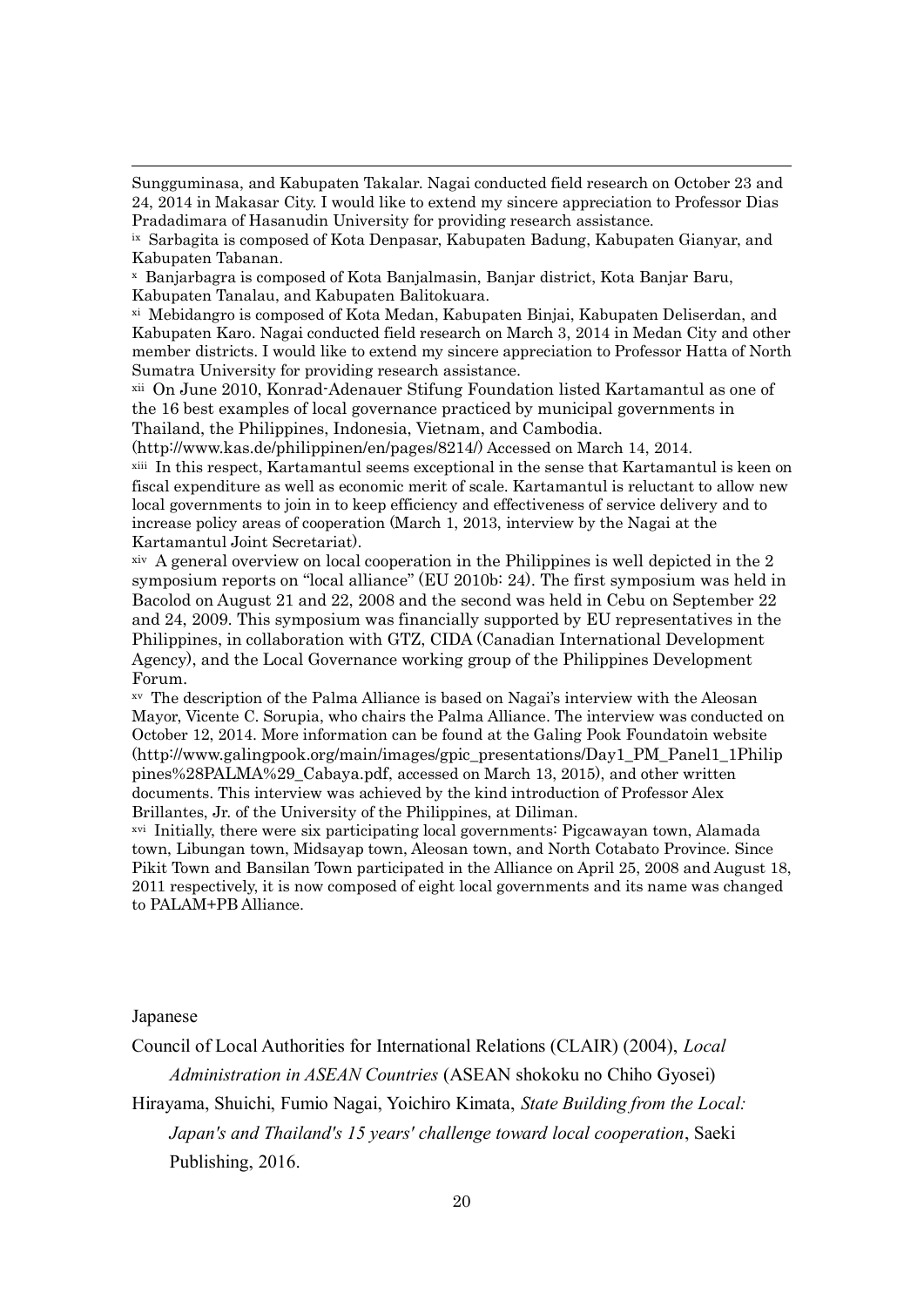Sungguminasa, and Kabupaten Takalar. Nagai conducted field research on October 23 and 24, 2014 in Makasar City. I would like to extend my sincere appreciation to Professor Dias Pradadimara of Hasanudin University for providing research assistance.

[ix] Sarbagita is composed of Kota Denpasar, Kabupaten Badung, Kabupaten Gianyar, and Kabupaten Tabanan.

[x] Banjarbagra is composed of Kota Banjalmasin, Banjar district, Kota Banjar Baru, Kabupaten Tanalau, and Kabupaten Balitokuara.

[xi] Mebidangro is composed of Kota Medan, Kabupaten Binjai, Kabupaten Deliserdan, and Kabupaten Karo. Nagai conducted field research on March 3, 2014 in Medan City and other member districts. I would like to extend my sincere appreciation to Professor Hatta of North Sumatra University for providing research assistance.

[xii] On June 2010, Konrad-Adenauer Stifung Foundation listed Kartamantul as one of the 16 best examples of local governance practiced by municipal governments in Thailand, the Philippines, Indonesia, Vietnam, and Cambodia. (http://www.kas.de/philippinen/en/pages/8214/) Accessed on March 14, 2014.

[xiii] In this respect, Kartamantul seems exceptional in the sense that Kartamantul is keen on fiscal expenditure as well as economic merit of scale. Kartamantul is reluctant to allow new local governments to join in to keep efficiency and effectiveness of service delivery and to increase policy areas of cooperation (March 1, 2013, interview by the Nagai at the Kartamantul Joint Secretariat).

[xiv] A general overview on local cooperation in the Philippines is well depicted in the 2 symposium reports on "local alliance" (EU 2010b: 24). The first symposium was held in Bacolod on August 21 and 22, 2008 and the second was held in Cebu on September 22 and 24, 2009. This symposium was financially supported by EU representatives in the Philippines, in collaboration with GTZ, CIDA (Canadian International Development Agency), and the Local Governance working group of the Philippines Development Forum.

[xv] The description of the Palma Alliance is based on Nagai's interview with the Aleosan Mayor, Vicente C. Sorupia, who chairs the Palma Alliance. The interview was conducted on October 12, 2014. More information can be found at the Galing Pook Foundatoin website (http://www.galingpook.org/main/images/gpic_presentations/Day1_PM_Panel1_1Philippines%28PALMA%29_Cabaya.pdf, accessed on March 13, 2015), and other written documents. This interview was achieved by the kind introduction of Professor Alex Brillantes, Jr. of the University of the Philippines, at Diliman.

[xvi] Initially, there were six participating local governments: Pigcawayan town, Alamada town, Libungan town, Midsayap town, Aleosan town, and North Cotabato Province. Since Pikit Town and Bansilan Town participated in the Alliance on April 25, 2008 and August 18, 2011 respectively, it is now composed of eight local governments and its name was changed to PALAM+PB Alliance.

Japanese

Council of Local Authorities for International Relations (CLAIR) (2004), *Local Administration in ASEAN Countries* (ASEAN shokoku no Chiho Gyosei)

Hirayama, Shuichi, Fumio Nagai, Yoichiro Kimata, *State Building from the Local: Japan's and Thailand's 15 years' challenge toward local cooperation*, Saeki Publishing, 2016.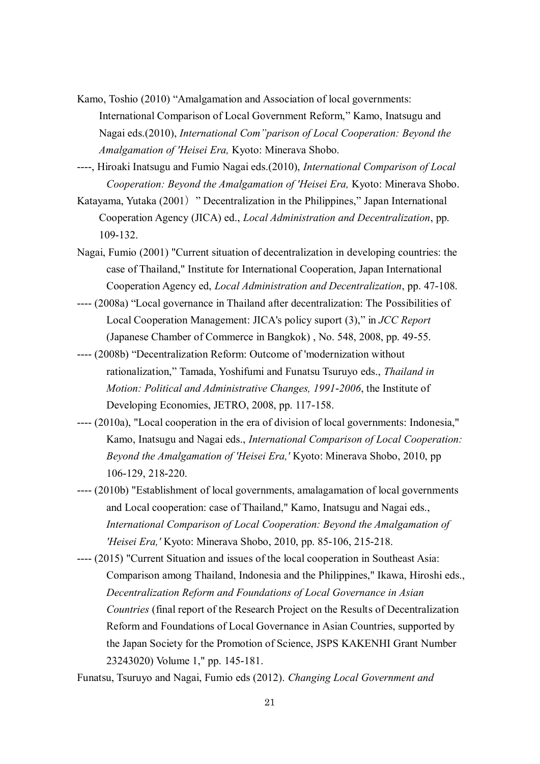Kamo, Toshio (2010) “Amalgamation and Association of local governments: International Comparison of Local Government Reform,” Kamo, Inatsugu and Nagai eds.(2010), *International Com”parison of Local Cooperation: Beyond the Amalgamation of 'Heisei Era,* Kyoto: Minerava Shobo.

----, Hiroaki Inatsugu and Fumio Nagai eds.(2010), *International Comparison of Local Cooperation: Beyond the Amalgamation of 'Heisei Era,* Kyoto: Minerava Shobo.

Katayama, Yutaka (2001）” Decentralization in the Philippines,” Japan International Cooperation Agency (JICA) ed., *Local Administration and Decentralization*, pp. 109-132.

Nagai, Fumio (2001) "Current situation of decentralization in developing countries: the case of Thailand," Institute for International Cooperation, Japan International Cooperation Agency ed, *Local Administration and Decentralization*, pp. 47-108.

---- (2008a) “Local governance in Thailand after decentralization: The Possibilities of Local Cooperation Management: JICA's policy suport (3),” in *JCC Report* (Japanese Chamber of Commerce in Bangkok) , No. 548, 2008, pp. 49-55.

---- (2008b) “Decentralization Reform: Outcome of 'modernization without rationalization,” Tamada, Yoshifumi and Funatsu Tsuruyo eds., *Thailand in Motion: Political and Administrative Changes, 1991-2006*, the Institute of Developing Economies, JETRO, 2008, pp. 117-158.

---- (2010a), "Local cooperation in the era of division of local governments: Indonesia," Kamo, Inatsugu and Nagai eds., *International Comparison of Local Cooperation: Beyond the Amalgamation of 'Heisei Era,'* Kyoto: Minerava Shobo, 2010, pp 106-129, 218-220.

---- (2010b) "Establishment of local governments, amalagamation of local governments and Local cooperation: case of Thailand," Kamo, Inatsugu and Nagai eds., *International Comparison of Local Cooperation: Beyond the Amalgamation of 'Heisei Era,'* Kyoto: Minerava Shobo, 2010, pp. 85-106, 215-218.

---- (2015) "Current Situation and issues of the local cooperation in Southeast Asia: Comparison among Thailand, Indonesia and the Philippines," Ikawa, Hiroshi eds., *Decentralization Reform and Foundations of Local Governance in Asian Countries* (final report of the Research Project on the Results of Decentralization Reform and Foundations of Local Governance in Asian Countries, supported by the Japan Society for the Promotion of Science, JSPS KAKENHI Grant Number 23243020) Volume 1," pp. 145-181.

Funatsu, Tsuruyo and Nagai, Fumio eds (2012). *Changing Local Government and*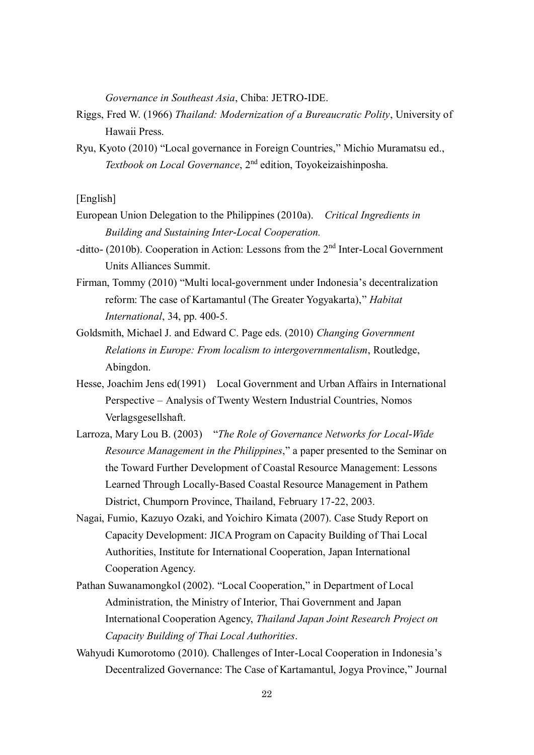*Governance in Southeast Asia*, Chiba: JETRO-IDE.

Riggs, Fred W. (1966) *Thailand: Modernization of a Bureaucratic Polity*, University of Hawaii Press.

Ryu, Kyoto (2010) "Local governance in Foreign Countries," Michio Muramatsu ed., *Textbook on Local Governance*, 2nd edition, Toyokeizaishinposha.

[English]

European Union Delegation to the Philippines (2010a). *Critical Ingredients in Building and Sustaining Inter-Local Cooperation.*

-ditto- (2010b). Cooperation in Action: Lessons from the 2nd Inter-Local Government Units Alliances Summit.

Firman, Tommy (2010) "Multi local-government under Indonesia's decentralization reform: The case of Kartamantul (The Greater Yogyakarta)," *Habitat International*, 34, pp. 400-5.

Goldsmith, Michael J. and Edward C. Page eds. (2010) *Changing Government Relations in Europe: From localism to intergovernmentalism*, Routledge, Abingdon.

Hesse, Joachim Jens ed(1991) Local Government and Urban Affairs in International Perspective – Analysis of Twenty Western Industrial Countries, Nomos Verlagsgesellshaft.

Larroza, Mary Lou B. (2003) "*The Role of Governance Networks for Local-Wide Resource Management in the Philippines*," a paper presented to the Seminar on the Toward Further Development of Coastal Resource Management: Lessons Learned Through Locally-Based Coastal Resource Management in Pathem District, Chumporn Province, Thailand, February 17-22, 2003.

Nagai, Fumio, Kazuyo Ozaki, and Yoichiro Kimata (2007). Case Study Report on Capacity Development: JICA Program on Capacity Building of Thai Local Authorities, Institute for International Cooperation, Japan International Cooperation Agency.

Pathan Suwanamongkol (2002). "Local Cooperation," in Department of Local Administration, the Ministry of Interior, Thai Government and Japan International Cooperation Agency, *Thailand Japan Joint Research Project on Capacity Building of Thai Local Authorities*.

Wahyudi Kumorotomo (2010). Challenges of Inter-Local Cooperation in Indonesia's Decentralized Governance: The Case of Kartamantul, Jogya Province," Journal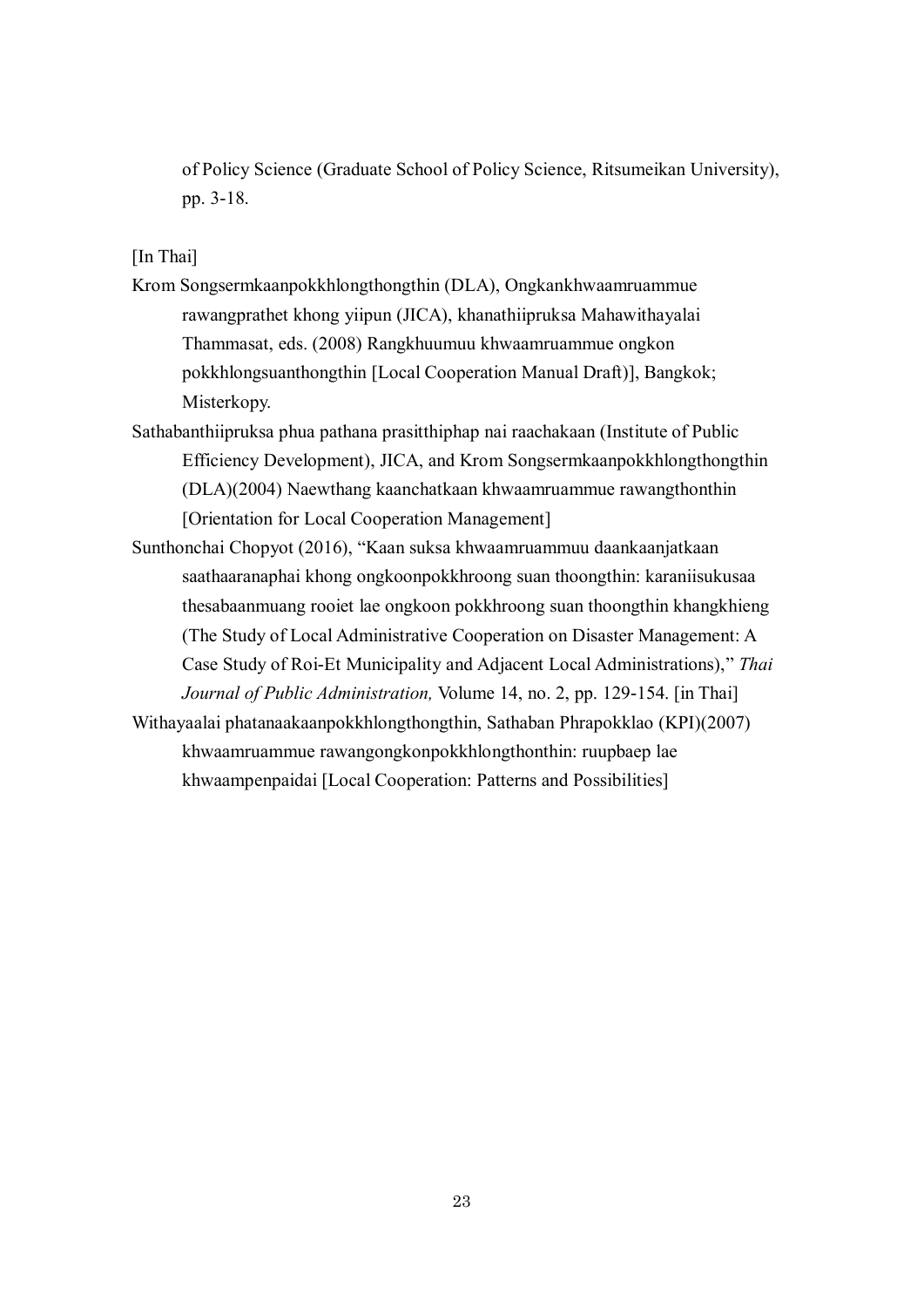of Policy Science (Graduate School of Policy Science, Ritsumeikan University), pp. 3-18.

[In Thai]

Krom Songsermkaanpokkhlongthongthin (DLA), Ongkankhwaamruammue rawangprathet khong yiipun (JICA), khanathiipruksa Mahawithayalai Thammasat, eds. (2008) Rangkhuumuu khwaamruammue ongkon pokkhlongsuanthongthin [Local Cooperation Manual Draft)], Bangkok; Misterkopy.

Sathabanthiipruksa phua pathana prasitthiphap nai raachakaan (Institute of Public Efficiency Development), JICA, and Krom Songsermkaanpokkhlongthongthin (DLA)(2004) Naewthang kaanchatkaan khwaamruammue rawangthonthin [Orientation for Local Cooperation Management]

Sunthonchai Chopyot (2016), "Kaan suksa khwaamruammuu daankaanjatkaan saathaaranaphai khong ongkoonpokkhroong suan thoongthin: karaniisukusaa thesabaanmuang rooiet lae ongkoon pokkhroong suan thoongthin khangkhieng (The Study of Local Administrative Cooperation on Disaster Management: A Case Study of Roi-Et Municipality and Adjacent Local Administrations)," *Thai Journal of Public Administration,* Volume 14, no. 2, pp. 129-154. [in Thai]

Withayaalai phatanaakaanpokkhlongthongthin, Sathaban Phrapokklao (KPI)(2007) khwaamruammue rawangongkonpokkhlongthonthin: ruupbaep lae khwaampenpaidai [Local Cooperation: Patterns and Possibilities]